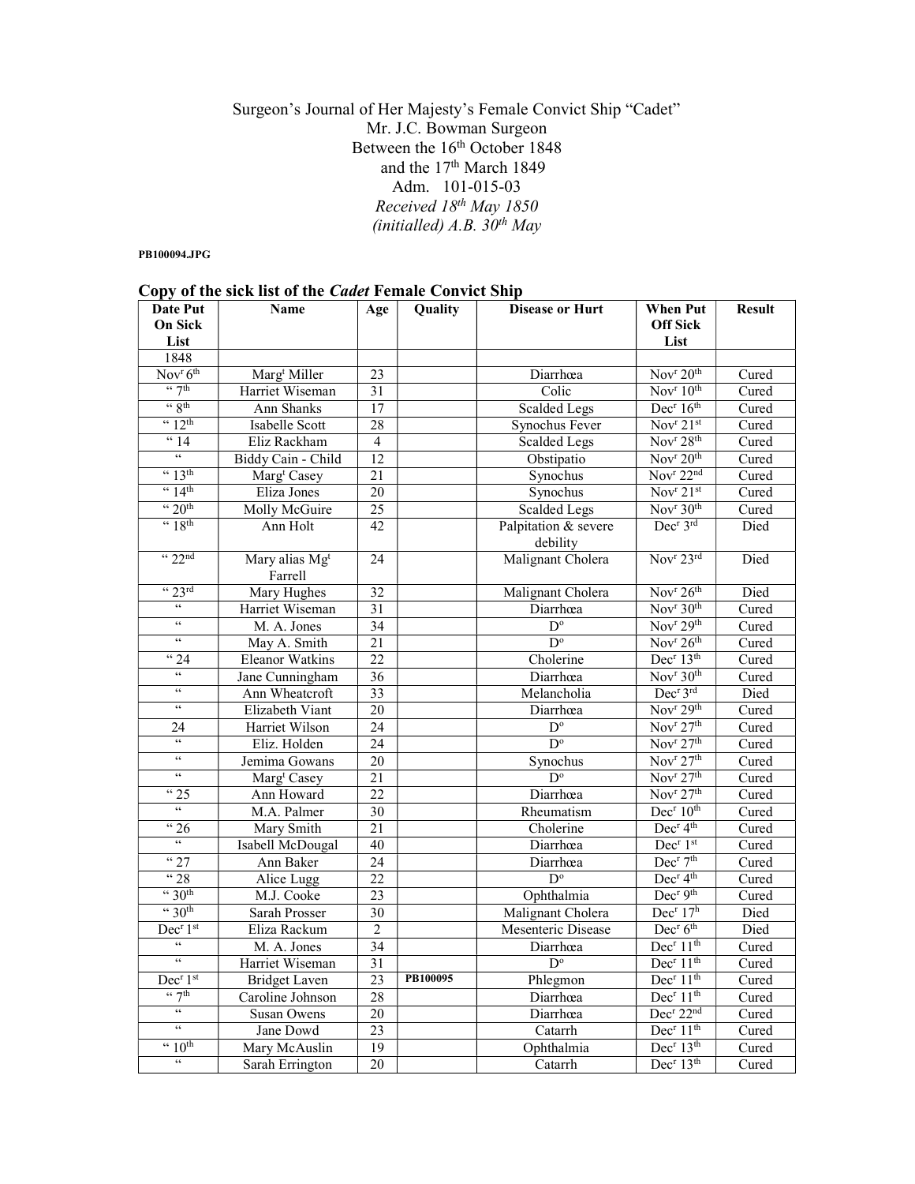Surgeon's Journal of Her Majesty's Female Convict Ship "Cadet"
Mr. J.C. Bowman Surgeon
Between the 16th October 1848
and the 17th March 1849
Adm. 101-015-03
*Received 18th May 1850*
*(initialled) A.B. 30th May*

**PB100094.JPG**

## Copy of the sick list of the *Cadet* Female Convict Ship

| Date Put On Sick List | Name | Age | Quality | Disease or Hurt | When Put Off Sick List | Result |
|---|---|---|---|---|---|---|
| 1848 | | | | | | |
| Novr 6th | Margt Miller | 23 | | Diarrhœa | Novr 20th | Cured |
| " 7th | Harriet Wiseman | 31 | | Colic | Novr 10th | Cured |
| " 8th | Ann Shanks | 17 | | Scalded Legs | Decr 16th | Cured |
| " 12th | Isabelle Scott | 28 | | Synochus Fever | Novr 21st | Cured |
| " 14 | Eliz Rackham | 4 | | Scalded Legs | Novr 28th | Cured |
| " | Biddy Cain - Child | 12 | | Obstipatio | Novr 20th | Cured |
| " 13th | Margt Casey | 21 | | Synochus | Novr 22nd | Cured |
| " 14th | Eliza Jones | 20 | | Synochus | Novr 21st | Cured |
| " 20th | Molly McGuire | 25 | | Scalded Legs | Novr 30th | Cured |
| " 18th | Ann Holt | 42 | | Palpitation & severe debility | Decr 3rd | Died |
| " 22nd | Mary alias Mgt Farrell | 24 | | Malignant Cholera | Novr 23rd | Died |
| " 23rd | Mary Hughes | 32 | | Malignant Cholera | Novr 26th | Died |
| " | Harriet Wiseman | 31 | | Diarrhœa | Novr 30th | Cured |
| " | M. A. Jones | 34 | | Do | Novr 29th | Cured |
| " | May A. Smith | 21 | | Do | Novr 26th | Cured |
| " 24 | Eleanor Watkins | 22 | | Cholerine | Decr 13th | Cured |
| " | Jane Cunningham | 36 | | Diarrhœa | Novr 30th | Cured |
| " | Ann Wheatcroft | 33 | | Melancholia | Decr 3rd | Died |
| " | Elizabeth Viant | 20 | | Diarrhœa | Novr 29th | Cured |
| 24 | Harriet Wilson | 24 | | Do | Novr 27th | Cured |
| " | Eliz. Holden | 24 | | Do | Novr 27th | Cured |
| " | Jemima Gowans | 20 | | Synochus | Novr 27th | Cured |
| " | Margt Casey | 21 | | Do | Novr 27th | Cured |
| " 25 | Ann Howard | 22 | | Diarrhœa | Novr 27th | Cured |
| " | M.A. Palmer | 30 | | Rheumatism | Decr 10th | Cured |
| " 26 | Mary Smith | 21 | | Cholerine | Decr 4th | Cured |
| " | Isabell McDougal | 40 | | Diarrhœa | Decr 1st | Cured |
| " 27 | Ann Baker | 24 | | Diarrhœa | Decr 7th | Cured |
| " 28 | Alice Lugg | 22 | | Do | Decr 4th | Cured |
| " 30th | M.J. Cooke | 23 | | Ophthalmia | Decr 9th | Cured |
| " 30th | Sarah Prosser | 30 | | Malignant Cholera | Decr 17h | Died |
| Decr 1st | Eliza Rackum | 2 | | Mesenteric Disease | Decr 6th | Died |
| " | M. A. Jones | 34 | | Diarrhœa | Decr 11th | Cured |
| " | Harriet Wiseman | 31 | | Do | Decr 11th | Cured |
| Decr 1st | Bridget Laven | 23 | **PB100095** | Phlegmon | Decr 11th | Cured |
| " 7th | Caroline Johnson | 28 | | Diarrhœa | Decr 11th | Cured |
| " | Susan Owens | 20 | | Diarrhœa | Decr 22nd | Cured |
| " | Jane Dowd | 23 | | Catarrh | Decr 11th | Cured |
| " 10th | Mary McAuslin | 19 | | Ophthalmia | Decr 13th | Cured |
| " | Sarah Errington | 20 | | Catarrh | Decr 13th | Cured |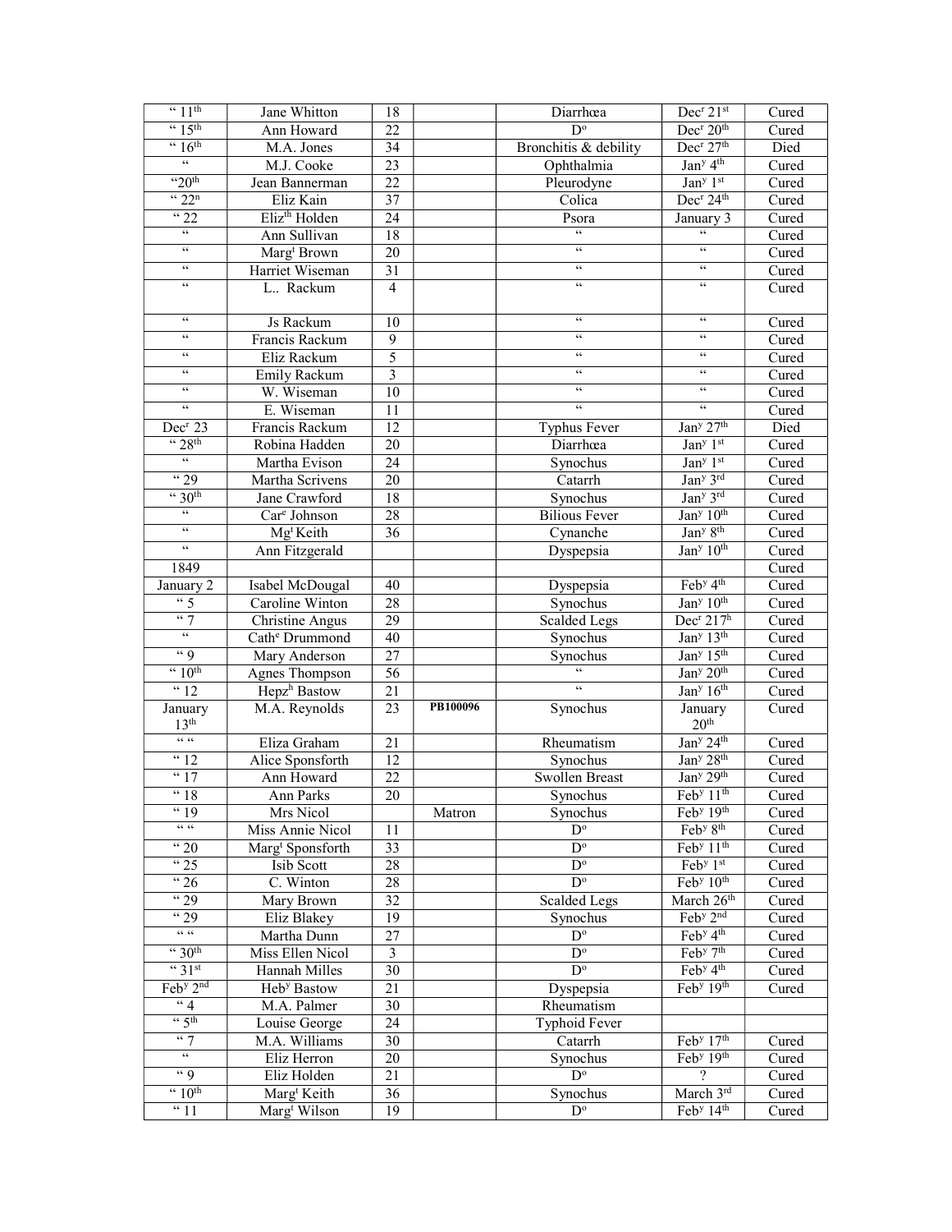| “ 11th | Jane Whitton | 18 | | Diarrhœa | Decr 21st | Cured |
|---|---|---|---|---|---|---|
| “ 15th | Ann Howard | 22 | | Do | Decr 20th | Cured |
| “ 16th | M.A. Jones | 34 | | Bronchitis & debility | Decr 27th | Died |
| “ | M.J. Cooke | 23 | | Ophthalmia | Jany 4th | Cured |
| “20th | Jean Bannerman | 22 | | Pleurodyne | Jany 1st | Cured |
| “ 22n | Eliz Kain | 37 | | Colica | Decr 24th | Cured |
| “ 22 | Elizth Holden | 24 | | Psora | January 3 | Cured |
| “ | Ann Sullivan | 18 | | “ | “ | Cured |
| “ | Margt Brown | 20 | | “ | “ | Cured |
| “ | Harriet Wiseman | 31 | | “ | “ | Cured |
| “ | L.. Rackum | 4 | | “ | “ | Cured |
| “ | Js Rackum | 10 | | “ | “ | Cured |
| “ | Francis Rackum | 9 | | “ | “ | Cured |
| “ | Eliz Rackum | 5 | | “ | “ | Cured |
| “ | Emily Rackum | 3 | | “ | “ | Cured |
| “ | W. Wiseman | 10 | | “ | “ | Cured |
| “ | E. Wiseman | 11 | | “ | “ | Cured |
| Decr 23 | Francis Rackum | 12 | | Typhus Fever | Jany 27th | Died |
| “ 28th | Robina Hadden | 20 | | Diarrhœa | Jany 1st | Cured |
| “ | Martha Evison | 24 | | Synochus | Jany 1st | Cured |
| “ 29 | Martha Scrivens | 20 | | Catarrh | Jany 3rd | Cured |
| “ 30th | Jane Crawford | 18 | | Synochus | Jany 3rd | Cured |
| “ | Care Johnson | 28 | | Bilious Fever | Jany 10th | Cured |
| “ | Mgt Keith | 36 | | Cynanche | Jany 8th | Cured |
| “ | Ann Fitzgerald | | | Dyspepsia | Jany 10th | Cured |
| 1849 | | | | | | Cured |
| January 2 | Isabel McDougal | 40 | | Dyspepsia | Feby 4th | Cured |
| “ 5 | Caroline Winton | 28 | | Synochus | Jany 10th | Cured |
| “ 7 | Christine Angus | 29 | | Scalded Legs | Decr 217h | Cured |
| “ | Cathe Drummond | 40 | | Synochus | Jany 13th | Cured |
| “ 9 | Mary Anderson | 27 | | Synochus | Jany 15th | Cured |
| “ 10th | Agnes Thompson | 56 | | “ | Jany 20th | Cured |
| “ 12 | Hepzh Bastow | 21 | | “ | Jany 16th | Cured |
| January 13th | M.A. Reynolds | 23 | **PB100096** | Synochus | January 20th | Cured |
| “ “ | Eliza Graham | 21 | | Rheumatism | Jany 24th | Cured |
| “ 12 | Alice Sponsforth | 12 | | Synochus | Jany 28th | Cured |
| “ 17 | Ann Howard | 22 | | Swollen Breast | Jany 29th | Cured |
| “ 18 | Ann Parks | 20 | | Synochus | Feby 11th | Cured |
| “ 19 | Mrs Nicol | | Matron | Synochus | Feby 19th | Cured |
| “ “ | Miss Annie Nicol | 11 | | Do | Feby 8th | Cured |
| “ 20 | Margt Sponsforth | 33 | | Do | Feby 11th | Cured |
| “ 25 | Isib Scott | 28 | | Do | Feby 1st | Cured |
| “ 26 | C. Winton | 28 | | Do | Feby 10th | Cured |
| “ 29 | Mary Brown | 32 | | Scalded Legs | March 26th | Cured |
| “ 29 | Eliz Blakey | 19 | | Synochus | Feby 2nd | Cured |
| “ “ | Martha Dunn | 27 | | Do | Feby 4th | Cured |
| “ 30th | Miss Ellen Nicol | 3 | | Do | Feby 7th | Cured |
| “ 31st | Hannah Milles | 30 | | Do | Feby 4th | Cured |
| Feby 2nd | Heby Bastow | 21 | | Dyspepsia | Feby 19th | Cured |
| “ 4 | M.A. Palmer | 30 | | Rheumatism | | |
| “ 5th | Louise George | 24 | | Typhoid Fever | | |
| “ 7 | M.A. Williams | 30 | | Catarrh | Feby 17th | Cured |
| “ | Eliz Herron | 20 | | Synochus | Feby 19th | Cured |
| “ 9 | Eliz Holden | 21 | | Do | ? | Cured |
| “ 10th | Margt Keith | 36 | | Synochus | March 3rd | Cured |
| “ 11 | Margt Wilson | 19 | | Do | Feby 14th | Cured |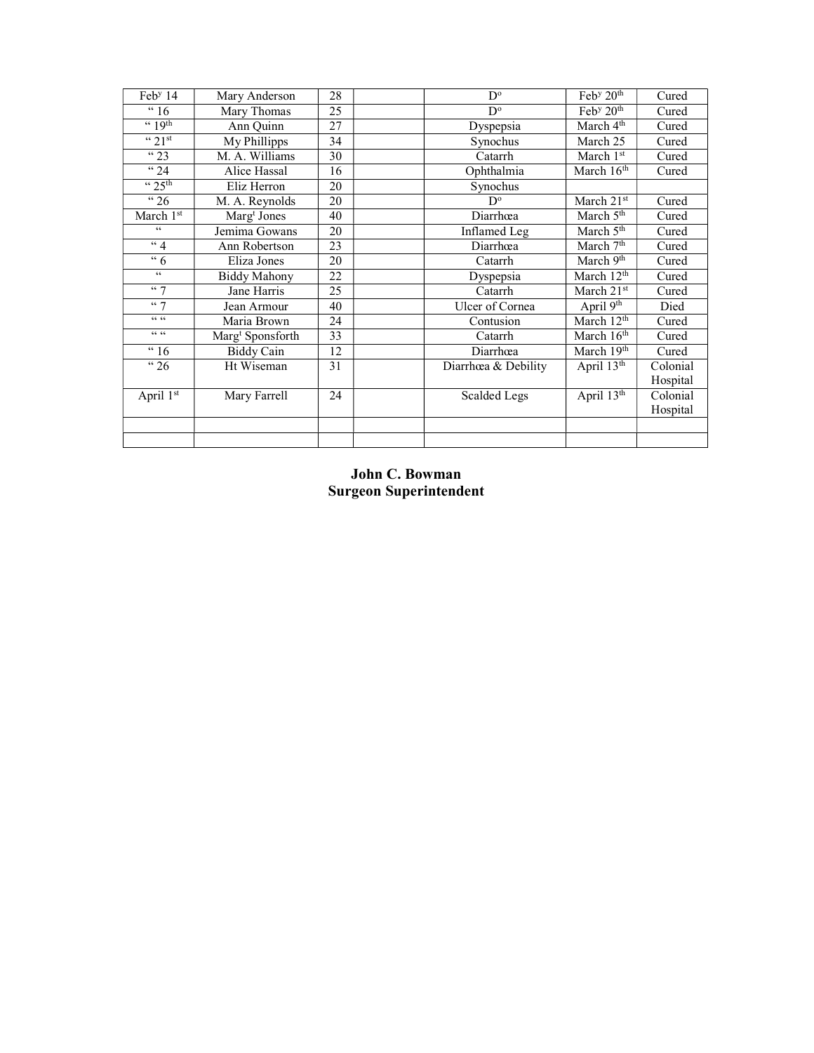| | | | | | | |
|---|---|---|---|---|---|---|
| Feb[y] 14 | Mary Anderson | 28 | | D[o] | Feb[y] 20[th] | Cured |
| " 16 | Mary Thomas | 25 | | D[o] | Feb[y] 20[th] | Cured |
| " 19[th] | Ann Quinn | 27 | | Dyspepsia | March 4[th] | Cured |
| " 21[st] | My Phillipps | 34 | | Synochus | March 25 | Cured |
| " 23 | M. A. Williams | 30 | | Catarrh | March 1[st] | Cured |
| " 24 | Alice Hassal | 16 | | Ophthalmia | March 16[th] | Cured |
| " 25[th] | Eliz Herron | 20 | | Synochus | | |
| " 26 | M. A. Reynolds | 20 | | D[o] | March 21[st] | Cured |
| March 1[st] | Marg[t] Jones | 40 | | Diarrhœa | March 5[th] | Cured |
| " | Jemima Gowans | 20 | | Inflamed Leg | March 5[th] | Cured |
| " 4 | Ann Robertson | 23 | | Diarrhœa | March 7[th] | Cured |
| " 6 | Eliza Jones | 20 | | Catarrh | March 9[th] | Cured |
| " | Biddy Mahony | 22 | | Dyspepsia | March 12[th] | Cured |
| " 7 | Jane Harris | 25 | | Catarrh | March 21[st] | Cured |
| " 7 | Jean Armour | 40 | | Ulcer of Cornea | April 9[th] | Died |
| " " | Maria Brown | 24 | | Contusion | March 12[th] | Cured |
| " " | Marg[t] Sponsforth | 33 | | Catarrh | March 16[th] | Cured |
| " 16 | Biddy Cain | 12 | | Diarrhœa | March 19[th] | Cured |
| " 26 | Ht Wiseman | 31 | | Diarrhœa & Debility | April 13[th] | Colonial Hospital |
| April 1[st] | Mary Farrell | 24 | | Scalded Legs | April 13[th] | Colonial Hospital |
| | | | | | | |
| | | | | | | |

**John C. Bowman**
**Surgeon Superintendent**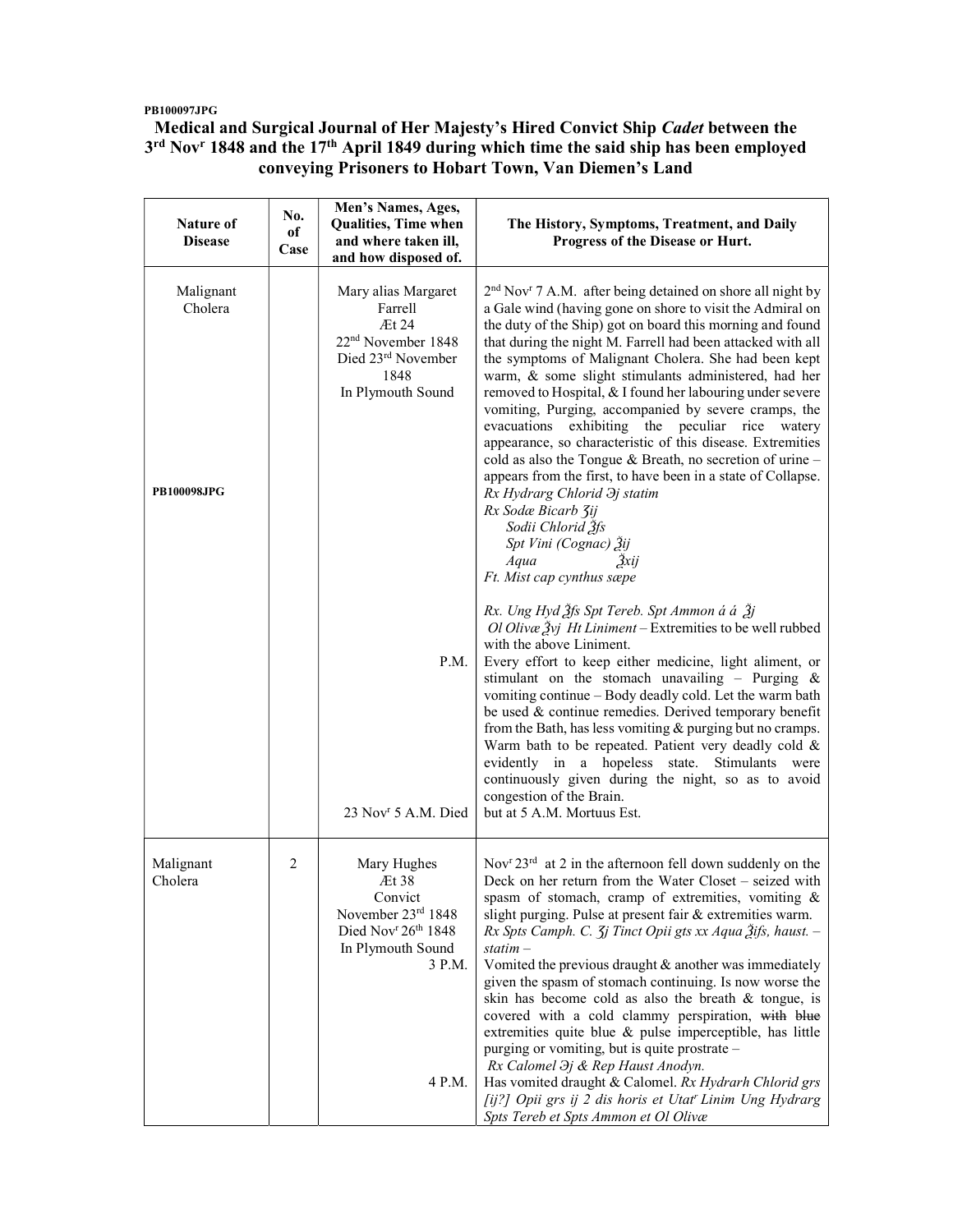PB100097JPG

# Medical and Surgical Journal of Her Majesty's Hired Convict Ship *Cadet* between the 3rd Novr 1848 and the 17th April 1849 during which time the said ship has been employed conveying Prisoners to Hobart Town, Van Diemen's Land

| Nature of Disease | No. of Case | Men's Names, Ages, Qualities, Time when and where taken ill, and how disposed of. | The History, Symptoms, Treatment, and Daily Progress of the Disease or Hurt. |
|---|---|---|---|
| Malignant Cholera<br><br>PB100098JPG | | Mary alias Margaret Farrell<br>Æt 24<br>22nd November 1848<br>Died 23rd November 1848<br>In Plymouth Sound | 2nd Novr 7 A.M. after being detained on shore all night by a Gale wind (having gone on shore to visit the Admiral on the duty of the Ship) got on board this morning and found that during the night M. Farrell had been attacked with all the symptoms of Malignant Cholera. She had been kept warm, & some slight stimulants administered, had her removed to Hospital, & I found her labouring under severe vomiting, Purging, accompanied by severe cramps, the evacuations exhibiting the peculiar rice watery appearance, so characteristic of this disease. Extremities cold as also the Tongue & Breath, no secretion of urine – appears from the first, to have been in a state of Collapse.<br>*Rx Hydrarg Chlorid ℈j statim*<br>*Rx Sodæ Bicarb ʒij*<br>*Sodii Chlorid ℥fs*<br>*Spt Vini (Cognac) ℥ij*<br>*Aqua ℥xij*<br>*Ft. Mist cap cynthus sæpe*<br><br>*Rx. Ung Hyd ℥fs Spt Tereb. Spt Ammon á á ℥j*<br>*Ol Olivæ ℥vj Ht Liniment* – Extremities to be well rubbed with the above Liniment. |
| | | P.M. | Every effort to keep either medicine, light aliment, or stimulant on the stomach unavailing – Purging & vomiting continue – Body deadly cold. Let the warm bath be used & continue remedies. Derived temporary benefit from the Bath, has less vomiting & purging but no cramps. Warm bath to be repeated. Patient very deadly cold & evidently in a hopeless state. Stimulants were continuously given during the night, so as to avoid congestion of the Brain. |
| | | 23 Novr 5 A.M. Died | but at 5 A.M. Mortuus Est. |
| Malignant Cholera | 2 | Mary Hughes<br>Æt 38<br>Convict<br>November 23rd 1848<br>Died Novr 26th 1848<br>In Plymouth Sound | Novr 23rd at 2 in the afternoon fell down suddenly on the Deck on her return from the Water Closet – seized with spasm of stomach, cramp of extremities, vomiting & slight purging. Pulse at present fair & extremities warm.<br>*Rx Spts Camph. C. ʒj Tinct Opii gts xx Aqua ℥ifs, haust. – statim –* |
| | | 3 P.M. | Vomited the previous draught & another was immediately given the spasm of stomach continuing. Is now worse the skin has become cold as also the breath & tongue, is covered with a cold clammy perspiration, ~~with blue~~ extremities quite blue & pulse imperceptible, has little purging or vomiting, but is quite prostrate –<br>*Rx Calomel ℈j & Rep Haust Anodyn.* |
| | | 4 P.M. | Has vomited draught & Calomel. *Rx Hydrarh Chlorid grs [ij?] Opii grs ij 2 dis horis et Utatr Linim Ung Hydrarg Spts Tereb et Spts Ammon et Ol Olivæ* |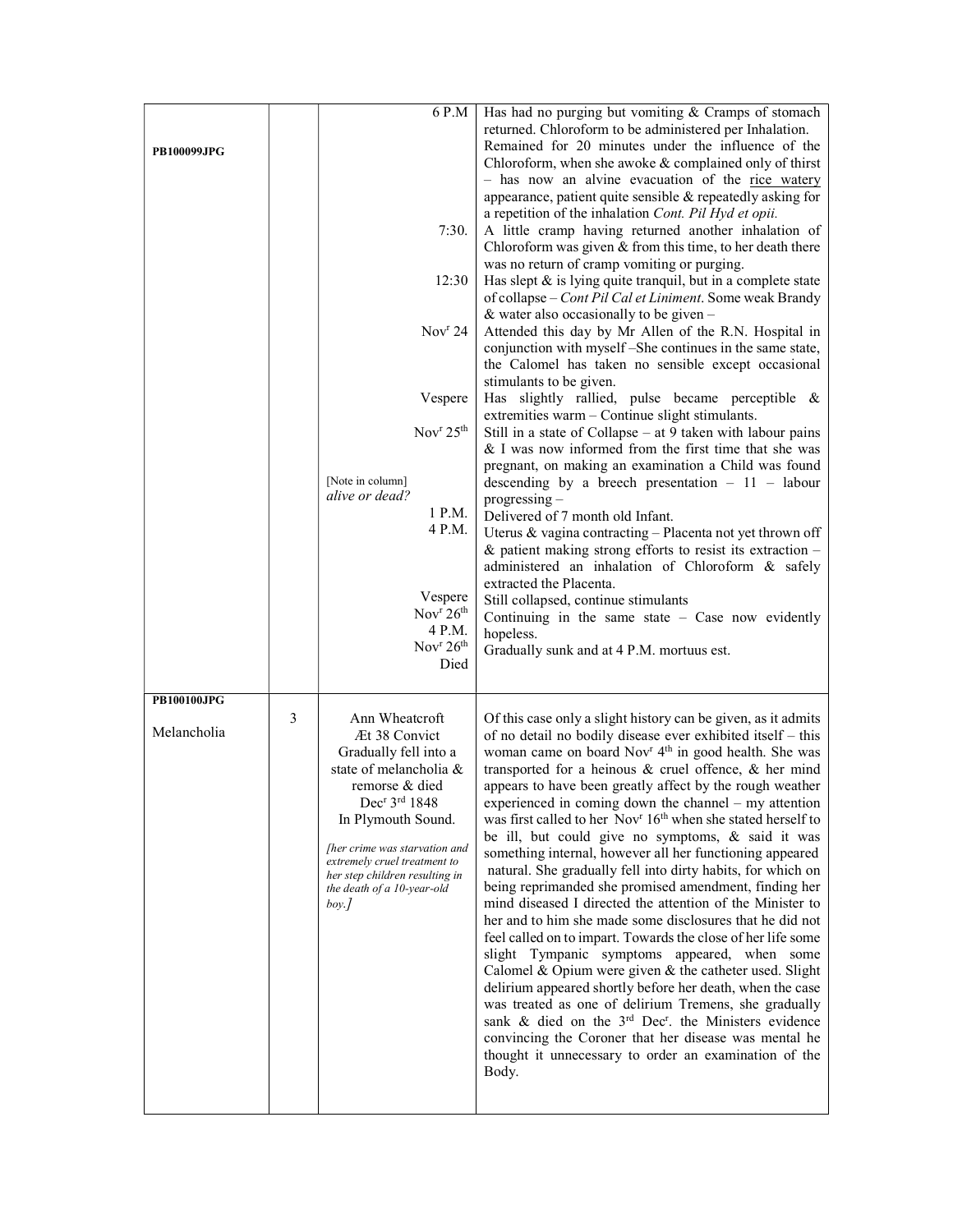| | | | |
|---|---|---|---|
| PB100099JPG | | 6 P.M | Has had no purging but vomiting & Cramps of stomach returned. Chloroform to be administered per Inhalation. Remained for 20 minutes under the influence of the Chloroform, when she awoke & complained only of thirst – has now an alvine evacuation of the rice watery appearance, patient quite sensible & repeatedly asking for a repetition of the inhalation *Cont. Pil Hyd et opii.* |
| | | 7:30. | A little cramp having returned another inhalation of Chloroform was given & from this time, to her death there was no return of cramp vomiting or purging. |
| | | 12:30 | Has slept & is lying quite tranquil, but in a complete state of collapse – *Cont Pil Cal et Liniment*. Some weak Brandy & water also occasionally to be given – |
| | | Nov^r^ 24 | Attended this day by Mr Allen of the R.N. Hospital in conjunction with myself –She continues in the same state, the Calomel has taken no sensible except occasional stimulants to be given. |
| | | Vespere | Has slightly rallied, pulse became perceptible & extremities warm – Continue slight stimulants. |
| | | Nov^r^ 25th | Still in a state of Collapse – at 9 taken with labour pains & I was now informed from the first time that she was pregnant, on making an examination a Child was found descending by a breech presentation – 11 – labour progressing – |
| | | [Note in column] *alive or dead?* 1 P.M. | Delivered of 7 month old Infant. |
| | | 4 P.M. | Uterus & vagina contracting – Placenta not yet thrown off & patient making strong efforts to resist its extraction – administered an inhalation of Chloroform & safely extracted the Placenta. |
| | | Vespere | Still collapsed, continue stimulants |
| | | Nov^r^ 26th | Continuing in the same state – Case now evidently hopeless. |
| | | 4 P.M. Nov^r^ 26th Died | Gradually sunk and at 4 P.M. mortuus est. |
| PB100100JPG<br><br>Melancholia | 3 | Ann Wheatcroft<br>Æt 38 Convict<br>Gradually fell into a state of melancholia & remorse & died<br>Dec^r^ 3rd 1848<br>In Plymouth Sound.<br><br>*[her crime was starvation and extremely cruel treatment to her step children resulting in the death of a 10-year-old boy.]* | Of this case only a slight history can be given, as it admits of no detail no bodily disease ever exhibited itself – this woman came on board Nov^r^ 4th in good health. She was transported for a heinous & cruel offence, & her mind appears to have been greatly affect by the rough weather experienced in coming down the channel – my attention was first called to her Nov^r^ 16th when she stated herself to be ill, but could give no symptoms, & said it was something internal, however all her functioning appeared natural. She gradually fell into dirty habits, for which on being reprimanded she promised amendment, finding her mind diseased I directed the attention of the Minister to her and to him she made some disclosures that he did not feel called on to impart. Towards the close of her life some slight Tympanic symptoms appeared, when some Calomel & Opium were given & the catheter used. Slight delirium appeared shortly before her death, when the case was treated as one of delirium Tremens, she gradually sank & died on the 3rd Dec^r^. the Ministers evidence convincing the Coroner that her disease was mental he thought it unnecessary to order an examination of the Body. |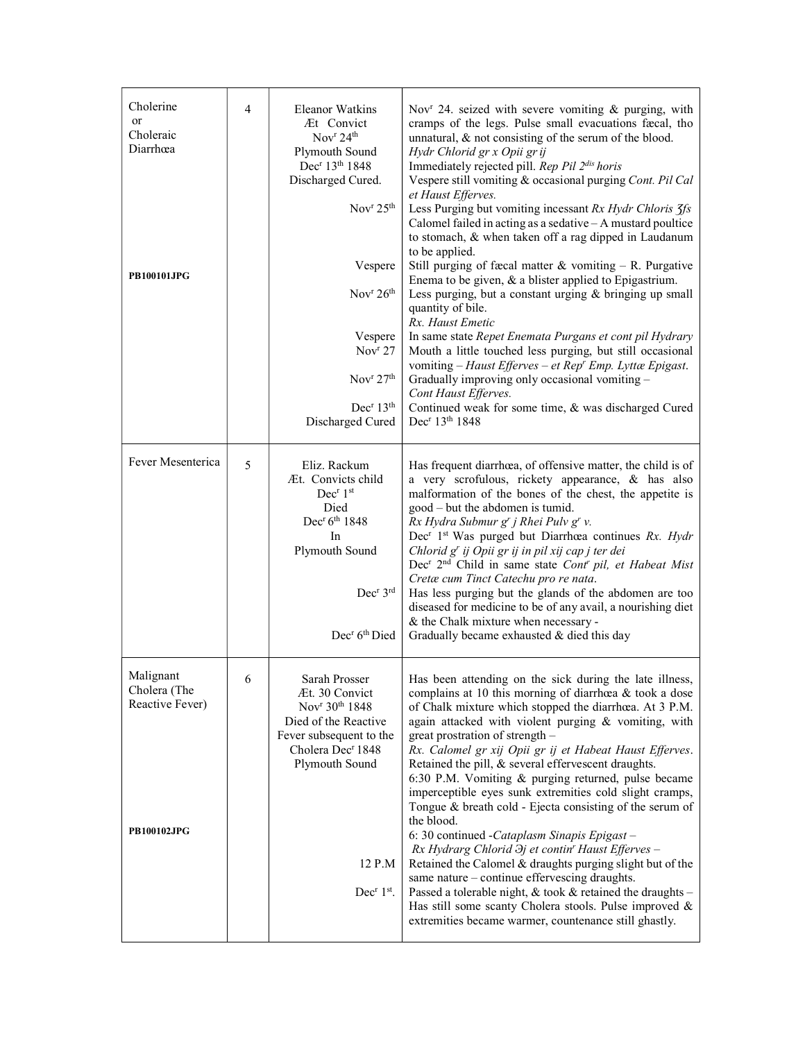| | | | |
|---|---|---|---|
| Cholerine or Choleraic Diarrhœa<br><br>**PB100101JPG** | 4 | Eleanor Watkins<br>Æt Convict<br>Nov$^{r}$ 24$^{th}$<br>Plymouth Sound<br>Dec$^{r}$ 13$^{th}$ 1848<br>Discharged Cured.<br><br>Nov$^{r}$ 25$^{th}$<br><br><br>Vespere<br><br>Nov$^{r}$ 26$^{th}$<br><br><br>Vespere<br>Nov$^{r}$ 27<br><br>Nov$^{r}$ 27$^{th}$<br><br>Dec$^{r}$ 13$^{th}$<br>Discharged Cured | Nov$^{r}$ 24. seized with severe vomiting & purging, with cramps of the legs. Pulse small evacuations fæcal, tho unnatural, & not consisting of the serum of the blood.<br>*Hydr Chlorid gr x Opii gr ij*<br>Immediately rejected pill. *Rep Pil 2$^{dis}$ horis*<br>Vespere still vomiting & occasional purging *Cont. Pil Cal et Haust Efferves.*<br>Less Purging but vomiting incessant *Rx Hydr Chloris ʒfs*<br>Calomel failed in acting as a sedative – A mustard poultice to stomach, & when taken off a rag dipped in Laudanum to be applied.<br>Still purging of fæcal matter & vomiting – R. Purgative Enema to be given, & a blister applied to Epigastrium.<br>Less purging, but a constant urging & bringing up small quantity of bile.<br>*Rx. Haust Emetic*<br>In same state *Repet Enemata Purgans et cont pil Hydrary*<br>Mouth a little touched less purging, but still occasional vomiting – *Haust Efferves – et Rep$^{r}$ Emp. Lyttæ Epigast*.<br>Gradually improving only occasional vomiting –<br>*Cont Haust Efferves.*<br>Continued weak for some time, & was discharged Cured Dec$^{r}$ 13$^{th}$ 1848 |
| Fever Mesenterica | 5 | Eliz. Rackum<br>Æt. Convicts child<br>Dec$^{r}$ 1$^{st}$<br>Died<br>Dec$^{r}$ 6$^{th}$ 1848<br>In<br>Plymouth Sound<br><br><br>Dec$^{r}$ 3$^{rd}$<br><br><br>Dec$^{r}$ 6$^{th}$ Died | Has frequent diarrhœa, of offensive matter, the child is of a very scrofulous, rickety appearance, & has also malformation of the bones of the chest, the appetite is good – but the abdomen is tumid.<br>*Rx Hydra Submur g$^{r}$ j Rhei Pulv g$^{r}$ v.*<br>Dec$^{r}$ 1$^{st}$ Was purged but Diarrhœa continues *Rx. Hydr Chlorid g$^{r}$ ij Opii gr ij in pil xij cap j ter dei*<br>Dec$^{r}$ 2$^{nd}$ Child in same state *Cont$^{r}$ pil, et Habeat Mist Cretæ cum Tinct Catechu pro re nata*.<br>Has less purging but the glands of the abdomen are too diseased for medicine to be of any avail, a nourishing diet & the Chalk mixture when necessary -<br>Gradually became exhausted & died this day |
| Malignant Cholera (The Reactive Fever)<br><br>**PB100102JPG** | 6 | Sarah Prosser<br>Æt. 30 Convict<br>Nov$^{r}$ 30$^{th}$ 1848<br>Died of the Reactive Fever subsequent to the Cholera Dec$^{r}$ 1848<br>Plymouth Sound<br><br><br><br><br><br>12 P.M<br><br>Dec$^{r}$ 1$^{st}$. | Has been attending on the sick during the late illness, complains at 10 this morning of diarrhœa & took a dose of Chalk mixture which stopped the diarrhœa. At 3 P.M. again attacked with violent purging & vomiting, with great prostration of strength –<br>*Rx. Calomel gr xij Opii gr ij et Habeat Haust Efferves*.<br>Retained the pill, & several effervescent draughts.<br>6:30 P.M. Vomiting & purging returned, pulse became imperceptible eyes sunk extremities cold slight cramps, Tongue & breath cold - Ejecta consisting of the serum of the blood.<br>6: 30 continued -*Cataplasm Sinapis Epigast –*<br>*Rx Hydrarg Chlorid Ͽj et contin$^{r}$ Haust Efferves –*<br>Retained the Calomel & draughts purging slight but of the same nature – continue effervescing draughts.<br>Passed a tolerable night, & took & retained the draughts – Has still some scanty Cholera stools. Pulse improved & extremities became warmer, countenance still ghastly. |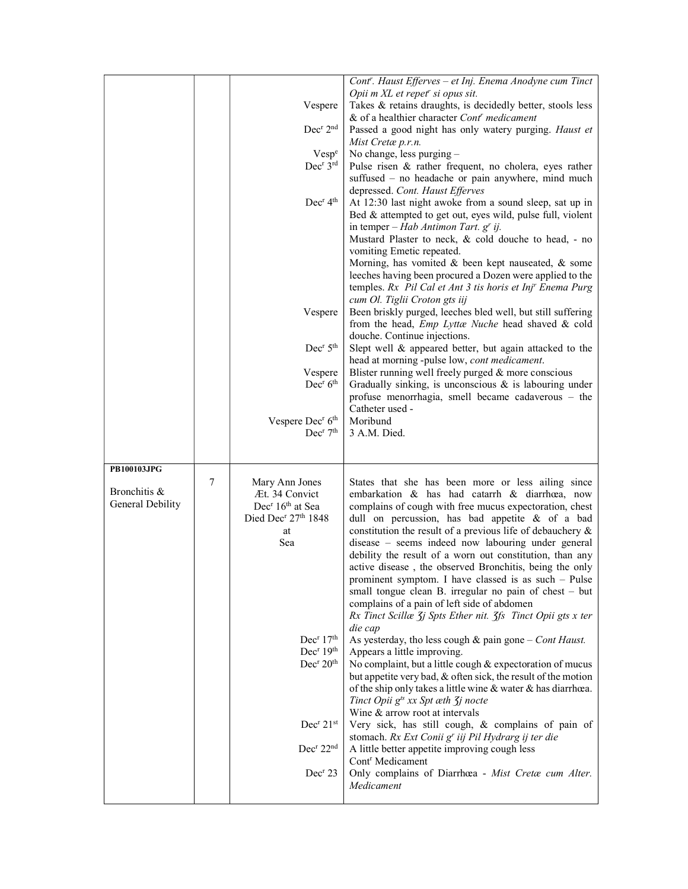| | | | |
|---|---|---|---|
| | | | *Cont^r. Haust Efferves – et Inj. Enema Anodyne cum Tinct Opii m XL et repet^r si opus sit.* |
| | | Vespere | Takes & retains draughts, is decidedly better, stools less & of a healthier character *Cont^r medicament* |
| | | Dec^r 2^nd | Passed a good night has only watery purging. *Haust et Mist Cretæ p.r.n.* |
| | | Vesp^e | No change, less purging – |
| | | Dec^r 3^rd | Pulse risen & rather frequent, no cholera, eyes rather suffused – no headache or pain anywhere, mind much depressed. *Cont. Haust Efferves* |
| | | Dec^r 4^th | At 12:30 last night awoke from a sound sleep, sat up in Bed & attempted to get out, eyes wild, pulse full, violent in temper – *Hab Antimon Tart. g^r ij.* Mustard Plaster to neck, & cold douche to head, - no vomiting Emetic repeated. Morning, has vomited & been kept nauseated, & some leeches having been procured a Dozen were applied to the temples. *Rx Pil Cal et Ant 3 tis horis et Inj^r Enema Purg cum Ol. Tiglii Croton gts iij* |
| | | Vespere | Been briskly purged, leeches bled well, but still suffering from the head, *Emp Lyttæ Nuche* head shaved & cold douche. Continue injections. |
| | | Dec^r 5^th | Slept well & appeared better, but again attacked to the head at morning -pulse low, *cont medicament*. |
| | | Vespere | Blister running well freely purged & more conscious |
| | | Dec^r 6^th | Gradually sinking, is unconscious & is labouring under profuse menorrhagia, smell became cadaverous – the Catheter used - |
| | | Vespere Dec^r 6^th | Moribund |
| | | Dec^r 7^th | 3 A.M. Died. |
| **PB100103JPG** Bronchitis & General Debility | 7 | Mary Ann Jones Æt. 34 Convict Dec^r 16^th at Sea Died Dec^r 27^th 1848 at Sea | States that she has been more or less ailing since embarkation & has had catarrh & diarrhœa, now complains of cough with free mucus expectoration, chest dull on percussion, has bad appetite & of a bad constitution the result of a previous life of debauchery & disease – seems indeed now labouring under general debility the result of a worn out constitution, than any active disease , the observed Bronchitis, being the only prominent symptom. I have classed is as such – Pulse small tongue clean B. irregular no pain of chest – but complains of a pain of left side of abdomen *Rx Tinct Scillæ ℨj Spts Ether nit. ℨfs Tinct Opii gts x ter die cap* |
| | | Dec^r 17^th | As yesterday, tho less cough & pain gone – *Cont Haust.* |
| | | Dec^r 19^th | Appears a little improving. |
| | | Dec^r 20^th | No complaint, but a little cough & expectoration of mucus but appetite very bad, & often sick, the result of the motion of the ship only takes a little wine & water & has diarrhœa. *Tinct Opii g^ts xx Spt æth ℨj nocte* Wine & arrow root at intervals |
| | | Dec^r 21^st | Very sick, has still cough, & complains of pain of stomach. *Rx Ext Conii g^r iij Pil Hydrarg ij ter die* |
| | | Dec^r 22^nd | A little better appetite improving cough less Cont^r Medicament |
| | | Dec^r 23 | Only complains of Diarrhœa - *Mist Cretæ cum Alter. Medicament* |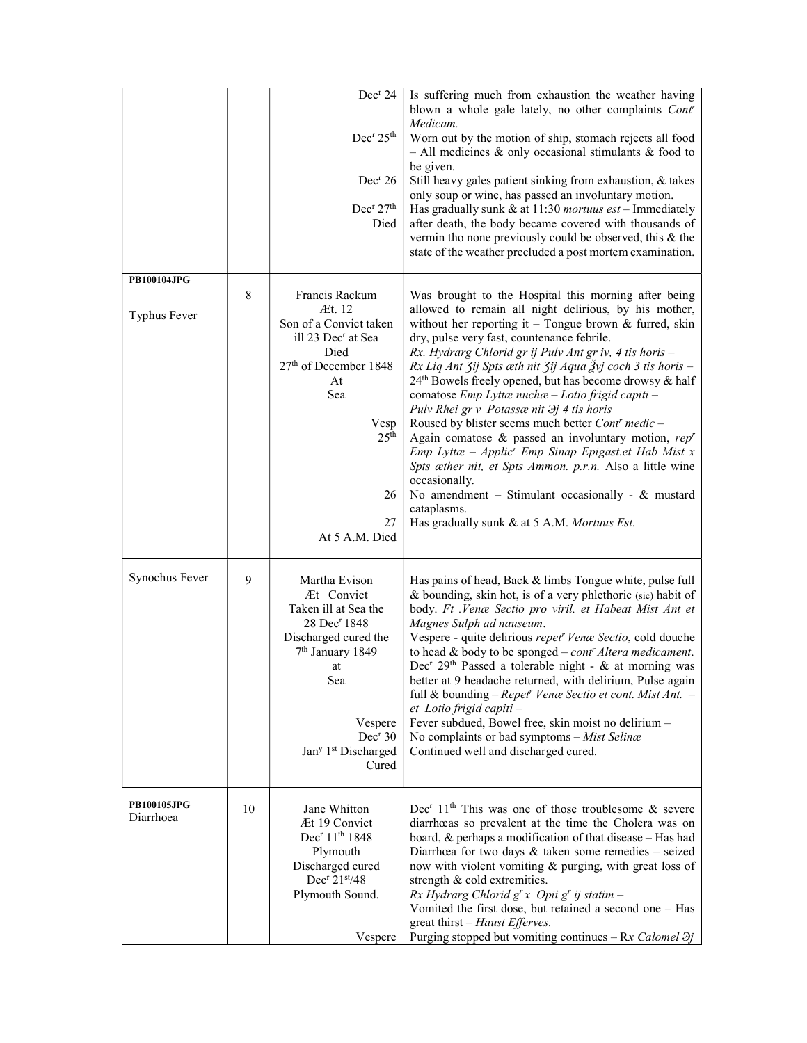| | | | |
|---|---|---|---|
| | | Dec[r] 24<br><br><br>Dec[r] 25[th]<br><br><br>Dec[r] 26<br><br>Dec[r] 27[th]<br>Died | Is suffering much from exhaustion the weather having blown a whole gale lately, no other complaints *Cont[r] Medicam.*<br>Worn out by the motion of ship, stomach rejects all food – All medicines & only occasional stimulants & food to be given.<br>Still heavy gales patient sinking from exhaustion, & takes only soup or wine, has passed an involuntary motion.<br>Has gradually sunk & at 11:30 *mortuus est* – Immediately after death, the body became covered with thousands of vermin tho none previously could be observed, this & the state of the weather precluded a post mortem examination. |
| **PB100104JPG**<br><br>Typhus Fever | 8 | Francis Rackum<br>Æt. 12<br>Son of a Convict taken ill 23 Dec[r] at Sea<br>Died<br>27[th] of December 1848<br>At<br>Sea<br><br>Vesp<br>25[th]<br><br><br><br>26<br><br>27<br>At 5 A.M. Died | Was brought to the Hospital this morning after being allowed to remain all night delirious, by his mother, without her reporting it – Tongue brown & furred, skin dry, pulse very fast, countenance febrile.<br>*Rx. Hydrarg Chlorid gr ij Pulv Ant gr iv, 4 tis horis –*<br>*Rx Liq Ant ℨij Spts æth nit ℨij Aqua ℥vj coch 3 tis horis –*<br>24[th] Bowels freely opened, but has become drowsy & half comatose *Emp Lyttæ nuchæ – Lotio frigid capiti –*<br>*Pulv Rhei gr v Potassæ nit ℈j 4 tis horis*<br>Roused by blister seems much better *Cont[r] medic –*<br>Again comatose & passed an involuntary motion, *rep[r] Emp Lyttæ – Applic[r] Emp Sinap Epigast.et Hab Mist x Spts æther nit, et Spts Ammon. p.r.n.* Also a little wine occasionally.<br>No amendment – Stimulant occasionally - & mustard cataplasms.<br>Has gradually sunk & at 5 A.M. *Mortuus Est.* |
| Synochus Fever | 9 | Martha Evison<br>Æt Convict<br>Taken ill at Sea the 28 Dec[r] 1848<br>Discharged cured the 7[th] January 1849<br>at<br>Sea<br><br><br>Vespere<br>Dec[r] 30<br>Jan[y] 1[st] Discharged<br>Cured | Has pains of head, Back & limbs Tongue white, pulse full & bounding, skin hot, is of a very phlethoric (sic) habit of body. *Ft .Venæ Sectio pro viril. et Habeat Mist Ant et Magnes Sulph ad nauseum*.<br>Vespere - quite delirious *repet[r] Venæ Sectio*, cold douche to head & body to be sponged – *cont[r] Altera medicament*.<br>Dec[r] 29[th] Passed a tolerable night - & at morning was better at 9 headache returned, with delirium, Pulse again full & bounding – *Repet[r] Venæ Sectio et cont. Mist Ant. – et Lotio frigid capiti –*<br>Fever subdued, Bowel free, skin moist no delirium –<br>No complaints or bad symptoms – *Mist Selinæ*<br>Continued well and discharged cured. |
| **PB100105JPG**<br>Diarrhoea | 10 | Jane Whitton<br>Æt 19 Convict<br>Dec[r] 11[th] 1848<br>Plymouth<br>Discharged cured<br>Dec[r] 21[st]/48<br>Plymouth Sound.<br><br><br><br><br>Vespere | Dec[r] 11[th] This was one of those troublesome & severe diarrhœas so prevalent at the time the Cholera was on board, & perhaps a modification of that disease – Has had Diarrhœa for two days & taken some remedies – seized now with violent vomiting & purging, with great loss of strength & cold extremities.<br>*Rx Hydrarg Chlorid g[r] x Opii g[r] ij statim –*<br>Vomited the first dose, but retained a second one – Has great thirst – *Haust Efferves.*<br>Purging stopped but vomiting continues – R*x Calomel ℈j* |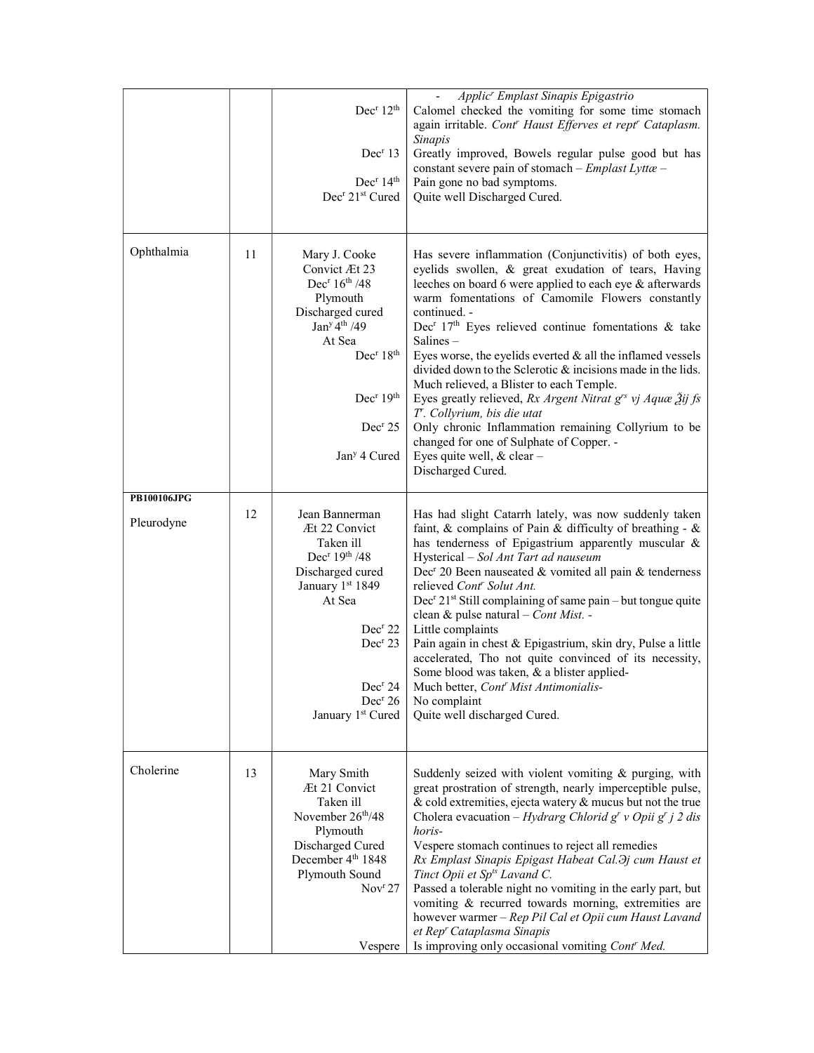| | | | |
|---|---|---|---|
| | | Dec[r] 12[th]<br>Dec[r] 13<br>Dec[r] 14[th]<br>Dec[r] 21[st] Cured | - *Applic[r] Emplast Sinapis Epigastrio*<br>Calomel checked the vomiting for some time stomach again irritable. *Cont[r] Haust Efferves et rept[r] Cataplasm. Sinapis*<br>Greatly improved, Bowels regular pulse good but has constant severe pain of stomach – *Emplast Lyttæ* –<br>Pain gone no bad symptoms.<br>Quite well Discharged Cured. |
| Ophthalmia | 11 | Mary J. Cooke<br>Convict Ӕt 23<br>Dec[r] 16[th] /48<br>Plymouth<br>Discharged cured<br>Jan[y] 4[th] /49<br>At Sea<br>Dec[r] 18[th]<br><br>Dec[r] 19[th]<br><br>Dec[r] 25<br><br>Jan[y] 4 Cured | Has severe inflammation (Conjunctivitis) of both eyes, eyelids swollen, & great exudation of tears, Having leeches on board 6 were applied to each eye & afterwards warm fomentations of Camomile Flowers constantly continued. -<br>Dec[r] 17[th] Eyes relieved continue fomentations & take Salines –<br>Eyes worse, the eyelids everted & all the inflamed vessels divided down to the Sclerotic & incisions made in the lids. Much relieved, a Blister to each Temple.<br>Eyes greatly relieved, *Rx Argent Nitrat g[rs] vj Aquæ ℥ij fs T[r]. Collyrium, bis die utat*<br>Only chronic Inflammation remaining Collyrium to be changed for one of Sulphate of Copper. -<br>Eyes quite well, & clear –<br>Discharged Cured. |
| **PB100106JPG**<br><br>Pleurodyne | 12 | Jean Bannerman<br>Ӕt 22 Convict<br>Taken ill<br>Dec[r] 19[th] /48<br>Discharged cured<br>January 1[st] 1849<br>At Sea<br><br>Dec[r] 22<br>Dec[r] 23<br><br>Dec[r] 24<br>Dec[r] 26<br>January 1[st] Cured | Has had slight Catarrh lately, was now suddenly taken faint, & complains of Pain & difficulty of breathing - & has tenderness of Epigastrium apparently muscular & Hysterical – *Sol Ant Tart ad nauseum*<br>Dec[r] 20 Been nauseated & vomited all pain & tenderness relieved *Cont[r] Solut Ant.*<br>Dec[r] 21[st] Still complaining of same pain – but tongue quite clean & pulse natural – *Cont Mist.* -<br>Little complaints<br>Pain again in chest & Epigastrium, skin dry, Pulse a little accelerated, Tho not quite convinced of its necessity, Some blood was taken, & a blister applied-<br>Much better, *Cont[r] Mist Antimonialis*-<br>No complaint<br>Quite well discharged Cured. |
| Cholerine | 13 | Mary Smith<br>Ӕt 21 Convict<br>Taken ill<br>November 26[th]/48<br>Plymouth<br>Discharged Cured<br>December 4[th] 1848<br>Plymouth Sound<br>Nov[r] 27<br><br><br>Vespere | Suddenly seized with violent vomiting & purging, with great prostration of strength, nearly imperceptible pulse, & cold extremities, ejecta watery & mucus but not the true Cholera evacuation – *Hydrarg Chlorid g[r] v Opii g[r] j 2 dis horis-*<br>Vespere stomach continues to reject all remedies<br>*Rx Emplast Sinapis Epigast Habeat Cal.Ͽj cum Haust et Tinct Opii et Sp[ts] Lavand C.*<br>Passed a tolerable night no vomiting in the early part, but vomiting & recurred towards morning, extremities are however warmer – *Rep Pil Cal et Opii cum Haust Lavand et Rep[r] Cataplasma Sinapis*<br>Is improving only occasional vomiting *Cont[r] Med.* |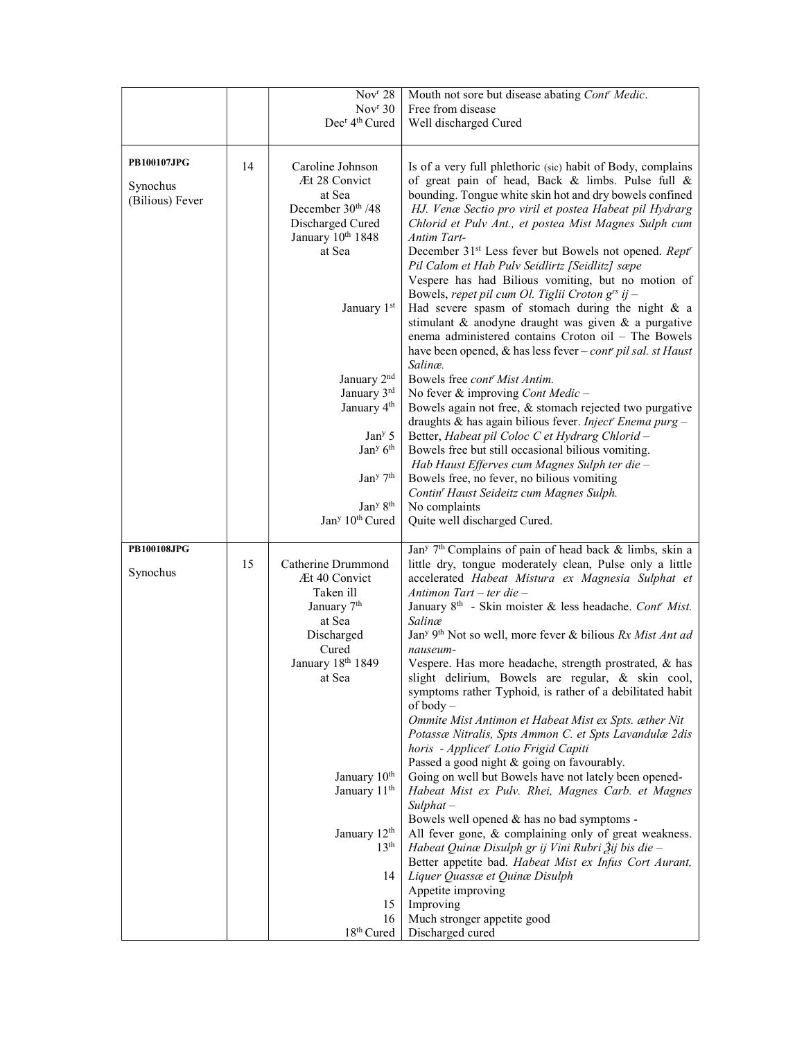| | | | |
|---|---|---|---|
| | | Nov$^{r}$ 28<br>Nov$^{r}$ 30<br>Dec$^{r}$ 4$^{th}$ Cured | Mouth not sore but disease abating *Cont$^{r}$ Medic*.<br>Free from disease<br>Well discharged Cured |
| **PB100107JPG**<br><br>Synochus (Bilious) Fever | 14 | Caroline Johnson<br>Æt 28 Convict<br>at Sea<br>December 30$^{th}$ /48<br>Discharged Cured<br>January 10$^{th}$ 1848<br>at Sea<br><br><br><br><br><br>January 1$^{st}$<br><br><br><br><br>January 2$^{nd}$<br>January 3$^{rd}$<br>January 4$^{th}$<br><br>Jan$^{y}$ 5<br>Jan$^{y}$ 6$^{th}$<br><br>Jan$^{y}$ 7$^{th}$<br><br>Jan$^{y}$ 8$^{th}$<br>Jan$^{y}$ 10$^{th}$ Cured | Is of a very full phlethoric (sic) habit of Body, complains of great pain of head, Back & limbs. Pulse full & bounding. Tongue white skin hot and dry bowels confined *HJ. Venæ Sectio pro viril et postea Habeat pil Hydrarg Chlorid et Pulv Ant., et postea Mist Magnes Sulph cum Antim Tart-*<br>December 31$^{st}$ Less fever but Bowels not opened. *Rept$^{r}$ Pil Calom et Hab Pulv Seidllirtz [Seidlitz] sæpe*<br>Vespere has had Bilious vomiting, but no motion of Bowels, *repet pil cum Ol. Tiglii Croton g$^{rs}$ ij –*<br>Had severe spasm of stomach during the night & a stimulant & anodyne draught was given & a purgative enema administered contains Croton oil – The Bowels have been opened, & has less fever – *cont$^{r}$ pil sal. st Haust Salinæ.*<br>Bowels free *cont$^{r}$ Mist Antim.*<br>No fever & improving *Cont Medic –*<br>Bowels again not free, & stomach rejected two purgative draughts & has again bilious fever. *Inject$^{r}$ Enema purg –*<br>Better, *Habeat pil Coloc C et Hydrarg Chlorid –*<br>Bowels free but still occasional bilious vomiting.<br>*Hab Haust Efferves cum Magnes Sulph ter die –*<br>Bowels free, no fever, no bilious vomiting<br>*Contin$^{r}$ Haust Seideitz cum Magnes Sulph.*<br>No complaints<br>Quite well discharged Cured. |
| **PB100108JPG**<br><br>Synochus | 15 | Catherine Drummond<br>Æt 40 Convict<br>Taken ill<br>January 7$^{th}$<br>at Sea<br>Discharged<br>Cured<br>January 18$^{th}$ 1849<br>at Sea<br><br><br><br><br><br><br><br><br><br>January 10$^{th}$<br>January 11$^{th}$<br><br><br>January 12$^{th}$<br>13$^{th}$<br><br>14<br><br>15<br>16<br>18$^{th}$ Cured | Jan$^{y}$ 7$^{th}$ Complains of pain of head back & limbs, skin a little dry, tongue moderately clean, Pulse only a little accelerated *Habeat Mistura ex Magnesia Sulphat et Antimon Tart – ter die –*<br>January 8$^{th}$ - Skin moister & less headache. *Cont$^{r}$ Mist. Salinæ*<br>Jan$^{y}$ 9$^{th}$ Not so well, more fever & bilious *Rx Mist Ant ad nauseum-*<br>Vespere. Has more headache, strength prostrated, & has slight delirium, Bowels are regular, & skin cool, symptoms rather Typhoid, is rather of a debilitated habit of body –<br>*Ommite Mist Antimon et Habeat Mist ex Spts. æther Nit Potassæ Nitralis, Spts Ammon C. et Spts Lavandulæ 2dis horis - Applicet$^{r}$ Lotio Frigid Capiti*<br>Passed a good night & going on favourably.<br>Going on well but Bowels have not lately been opened-<br>*Habeat Mist ex Pulv. Rhei, Magnes Carb. et Magnes Sulphat –*<br>Bowels well opened & has no bad symptoms -<br>All fever gone, & complaining only of great weakness.<br>*Habeat Quinæ Disulph gr ij Vini Rubri ℥ij bis die –*<br>Better appetite bad. *Habeat Mist ex Infus Cort Aurant, Liquer Quassæ et Quinæ Disulph*<br>Appetite improving<br>Improving<br>Much stronger appetite good<br>Discharged cured |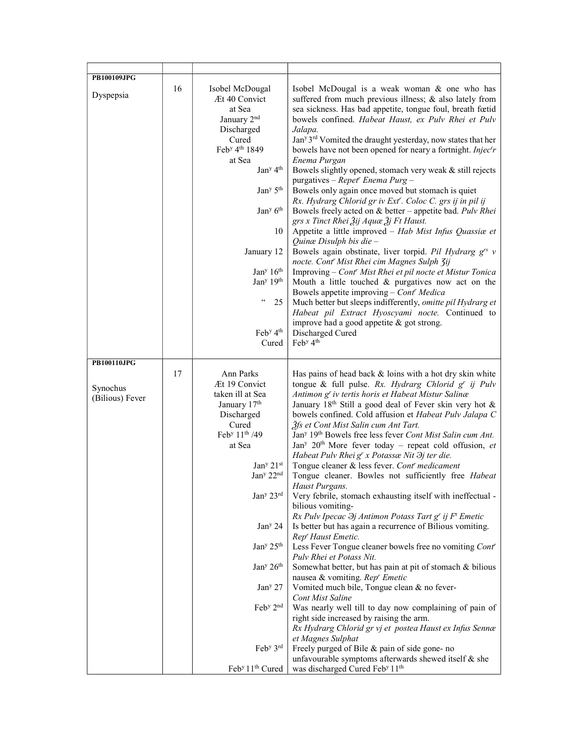| | | | |
|---|---|---|---|
| **PB100109JPG**<br><br>Dyspepsia | 16 | Isobel McDougal<br>Æt 40 Convict<br>at Sea<br>January 2nd<br>Discharged<br>Cured<br>Feby 4th 1849<br>at Sea<br>Jany 4th<br><br>Jany 5th<br><br>Jany 6th<br><br>10<br><br>January 12<br><br>Jany 16th<br>Jany 19th<br><br>" 25<br><br><br>Feby 4th<br>Cured | Isobel McDougal is a weak woman & one who has suffered from much previous illness; & also lately from sea sickness. Has bad appetite, tongue foul, breath fœtid bowels confined. *Habeat Haust, ex Pulv Rhei et Pulv Jalapa.*<br>Jany 3rd Vomited the draught yesterday, now states that her bowels have not been opened for neary a fortnight. *Injecr Enema Purgan*<br>Bowels slightly opened, stomach very weak & still rejects purgatives – *Repetr Enema Purg –*<br>Bowels only again once moved but stomach is quiet *Rx. Hydrarg Chlorid gr iv Extr. Coloc C. grs ij in pil ij*<br>Bowels freely acted on & better – appetite bad. *Pulv Rhei grs x Tinct Rhei ℥ij Aquæ ℥j Ft Haust.*<br>Appetite a little improved – *Hab Mist Infus Quassiæ et Quinæ Disulph bis die –*<br>Bowels again obstinate, liver torpid. *Pil Hydrarg grs v nocte. Contr Mist Rhei cim Magnes Sulph ʒij*<br>Improving – *Contr Mist Rhei et pil nocte et Mistur Tonica*<br>Mouth a little touched & purgatives now act on the Bowels appetite improving – *Contr Medica*<br>Much better but sleeps indifferently, *omitte pil Hydrarg et Habeat pil Extract Hyoscyami nocte.* Continued to improve had a good appetite & got strong.<br>Discharged Cured<br>Feby 4th |
| **PB100110JPG**<br><br>Synochus<br>(Bilious) Fever | 17 | Ann Parks<br>Æt 19 Convict<br>taken ill at Sea<br>January 17th<br>Discharged<br>Cured<br>Feby 11th /49<br>at Sea<br><br><br>Jany 21st<br>Jany 22nd<br><br>Jany 23rd<br><br><br>Jany 24<br><br>Jany 25th<br><br>Jany 26th<br><br>Jany 27<br><br>Feby 2nd<br><br><br>Feby 3rd<br><br>Feby 11th Cured | Has pains of head back & loins with a hot dry skin white tongue & full pulse. *Rx. Hydrarg Chlorid gr ij Pulv Antimon gr iv tertis horis et Habeat Mistur Salinæ*<br>January 18th Still a good deal of Fever skin very hot & bowels confined. Cold affusion et *Habeat Pulv Jalapa C ℥fs et Cont Mist Salin cum Ant Tart.*<br>Jany 19th Bowels free less fever *Cont Mist Salin cum Ant.*<br>Jany 20th More fever today – repeat cold offusion, *et Habeat Pulv Rhei gr x Potassæ Nit ℈j ter die.*<br>Tongue cleaner & less fever. *Contr medicament*<br>Tongue cleaner. Bowles not sufficiently free *Habeat Haust Purgans.*<br>Very febrile, stomach exhausting itself with ineffectual - bilious vomiting-<br>*Rx Pulv Ipecac ℈j Antimon Potass Tart gr ij Ft Emetic*<br>Is better but has again a recurrence of Bilious vomiting. *Repr Haust Emetic.*<br>Less Fever Tongue cleaner bowels free no vomiting *Contr Pulv Rhei et Potass Nit.*<br>Somewhat better, but has pain at pit of stomach & bilious nausea & vomiting. *Repr Emetic*<br>Vomited much bile, Tongue clean & no fever-<br>*Cont Mist Saline*<br>Was nearly well till to day now complaining of pain of right side increased by raising the arm.<br>*Rx Hydrarg Chlorid gr vj et postea Haust ex Infus Sennæ et Magnes Sulphat*<br>Freely purged of Bile & pain of side gone- no unfavourable symptoms afterwards shewed itself & she was discharged Cured Feby 11th |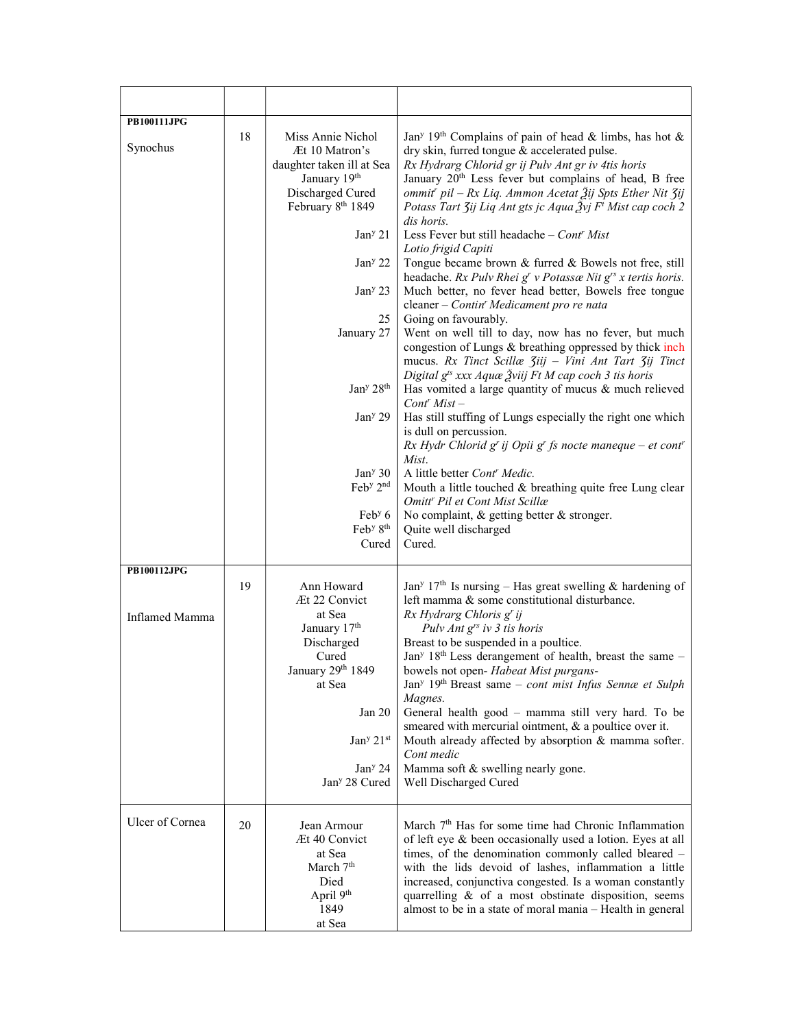| | | | |
|---|---|---|---|
| **PB100111JPG**<br><br>Synochus | 18 | Miss Annie Nichol<br>Æt 10 Matron's daughter taken ill at Sea<br>January 19th<br>Discharged Cured<br>February 8th 1849<br><br>Jany 21<br><br>Jany 22<br><br>Jany 23<br><br>25<br>January 27<br><br><br><br>Jany 28th<br><br>Jany 29<br><br><br><br>Jany 30<br>Feby 2nd<br><br>Feby 6<br>Feby 8th<br>Cured | Jany 19th Complains of pain of head & limbs, has hot & dry skin, furred tongue & accelerated pulse.<br>*Rx Hydrarg Chlorid gr ij Pulv Ant gr iv 4tis horis*<br>January 20th Less fever but complains of head, B free *ommitr pil – Rx Liq. Ammon Acetat ℥ij Spts Ether Nit ʒij Potass Tart ʒij Liq Ant gts jc Aqua ℥vj Ft Mist cap coch 2 dis horis.*<br>Less Fever but still headache – *Contr Mist*<br>*Lotio frigid Capiti*<br>Tongue became brown & furred & Bowels not free, still headache. *Rx Pulv Rhei gr v Potassæ Nit grs x tertis horis.*<br>Much better, no fever head better, Bowels free tongue cleaner – *Continr Medicament pro re nata*<br>Going on favourably.<br>Went on well till to day, now has no fever, but much congestion of Lungs & breathing oppressed by thick inch mucus. *Rx Tinct Scillæ ʒiij – Vini Ant Tart ʒij Tinct Digital gts xxx Aquæ ℥viij Ft M cap coch 3 tis horis*<br>Has vomited a large quantity of mucus & much relieved *Contr Mist –*<br>Has still stuffing of Lungs especially the right one which is dull on percussion.<br>*Rx Hydr Chlorid gr ij Opii gr fs nocte maneque – et contr Mist.*<br>A little better *Contr Medic.*<br>Mouth a little touched & breathing quite free Lung clear *Omittr Pil et Cont Mist Scillæ*<br>No complaint, & getting better & stronger.<br>Quite well discharged<br>Cured. |
| **PB100112JPG**<br><br><br>Inflamed Mamma | 19 | Ann Howard<br>Æt 22 Convict<br>at Sea<br>January 17th<br>Discharged<br>Cured<br>January 29th 1849<br>at Sea<br><br>Jan 20<br><br>Jany 21st<br><br>Jany 24<br>Jany 28 Cured | Jany 17th Is nursing – Has great swelling & hardening of left mamma & some constitutional disturbance.<br>*Rx Hydrarg Chloris gr ij*<br>*Pulv Ant grs iv 3 tis horis*<br>Breast to be suspended in a poultice.<br>Jany 18th Less derangement of health, breast the same – bowels not open- *Habeat Mist purgans-*<br>Jany 19th Breast same – *cont mist Infus Sennæ et Sulph Magnes.*<br>General health good – mamma still very hard. To be smeared with mercurial ointment, & a poultice over it.<br>Mouth already affected by absorption & mamma softer. *Cont medic*<br>Mamma soft & swelling nearly gone.<br>Well Discharged Cured |
| Ulcer of Cornea | 20 | Jean Armour<br>Æt 40 Convict<br>at Sea<br>March 7th<br>Died<br>April 9th<br>1849<br>at Sea | March 7th Has for some time had Chronic Inflammation of left eye & been occasionally used a lotion. Eyes at all times, of the denomination commonly called bleared – with the lids devoid of lashes, inflammation a little increased, conjunctiva congested. Is a woman constantly quarrelling & of a most obstinate disposition, seems almost to be in a state of moral mania – Health in general |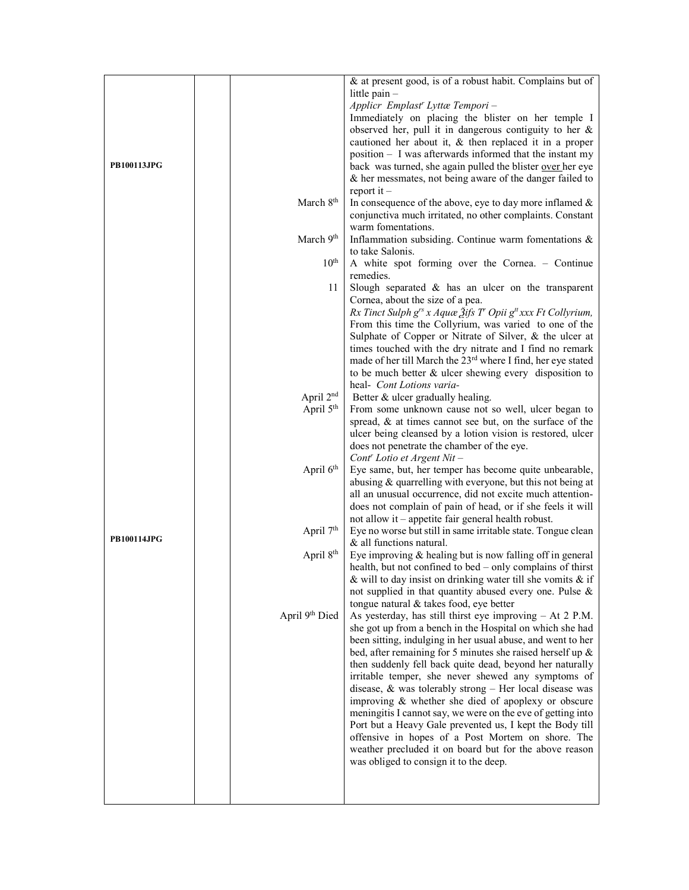| | | | |
|---|---|---|---|
| PB100113JPG | | | & at present good, is of a robust habit. Complains but of little pain – *Applicr Emplastr Lyttæ Tempori* – Immediately on placing the blister on her temple I observed her, pull it in dangerous contiguity to her & cautioned her about it, & then replaced it in a proper position – I was afterwards informed that the instant my back was turned, she again pulled the blister <u>over</u> her eye & her messmates, not being aware of the danger failed to report it – |
| | | March 8th | In consequence of the above, eye to day more inflamed & conjunctiva much irritated, no other complaints. Constant warm fomentations. |
| | | March 9th | Inflammation subsiding. Continue warm fomentations & to take Salonis. |
| | | 10th | A white spot forming over the Cornea. – Continue remedies. |
| | | 11 | Slough separated & has an ulcer on the transparent Cornea, about the size of a pea. *Rx Tinct Sulph grs x Aquæ ℥ifs Tr Opii gtt xxx Ft Collyrium,* From this time the Collyrium, was varied to one of the Sulphate of Copper or Nitrate of Silver, & the ulcer at times touched with the dry nitrate and I find no remark made of her till March the 23rd where I find, her eye stated to be much better & ulcer shewing every disposition to heal- *Cont Lotions varia-* |
| | | April 2nd | Better & ulcer gradually healing. |
| | | April 5th | From some unknown cause not so well, ulcer began to spread, & at times cannot see but, on the surface of the ulcer being cleansed by a lotion vision is restored, ulcer does not penetrate the chamber of the eye. *Contr Lotio et Argent Nit* – |
| | | April 6th | Eye same, but, her temper has become quite unbearable, abusing & quarrelling with everyone, but this not being at all an unusual occurrence, did not excite much attention- does not complain of pain of head, or if she feels it will not allow it – appetite fair general health robust. |
| PB100114JPG | | April 7th | Eye no worse but still in same irritable state. Tongue clean & all functions natural. |
| | | April 8th | Eye improving & healing but is now falling off in general health, but not confined to bed – only complains of thirst & will to day insist on drinking water till she vomits & if not supplied in that quantity abused every one. Pulse & tongue natural & takes food, eye better |
| | | April 9th Died | As yesterday, has still thirst eye improving – At 2 P.M. she got up from a bench in the Hospital on which she had been sitting, indulging in her usual abuse, and went to her bed, after remaining for 5 minutes she raised herself up & then suddenly fell back quite dead, beyond her naturally irritable temper, she never shewed any symptoms of disease, & was tolerably strong – Her local disease was improving & whether she died of apoplexy or obscure meningitis I cannot say, we were on the eve of getting into Port but a Heavy Gale prevented us, I kept the Body till offensive in hopes of a Post Mortem on shore. The weather precluded it on board but for the above reason was obliged to consign it to the deep. |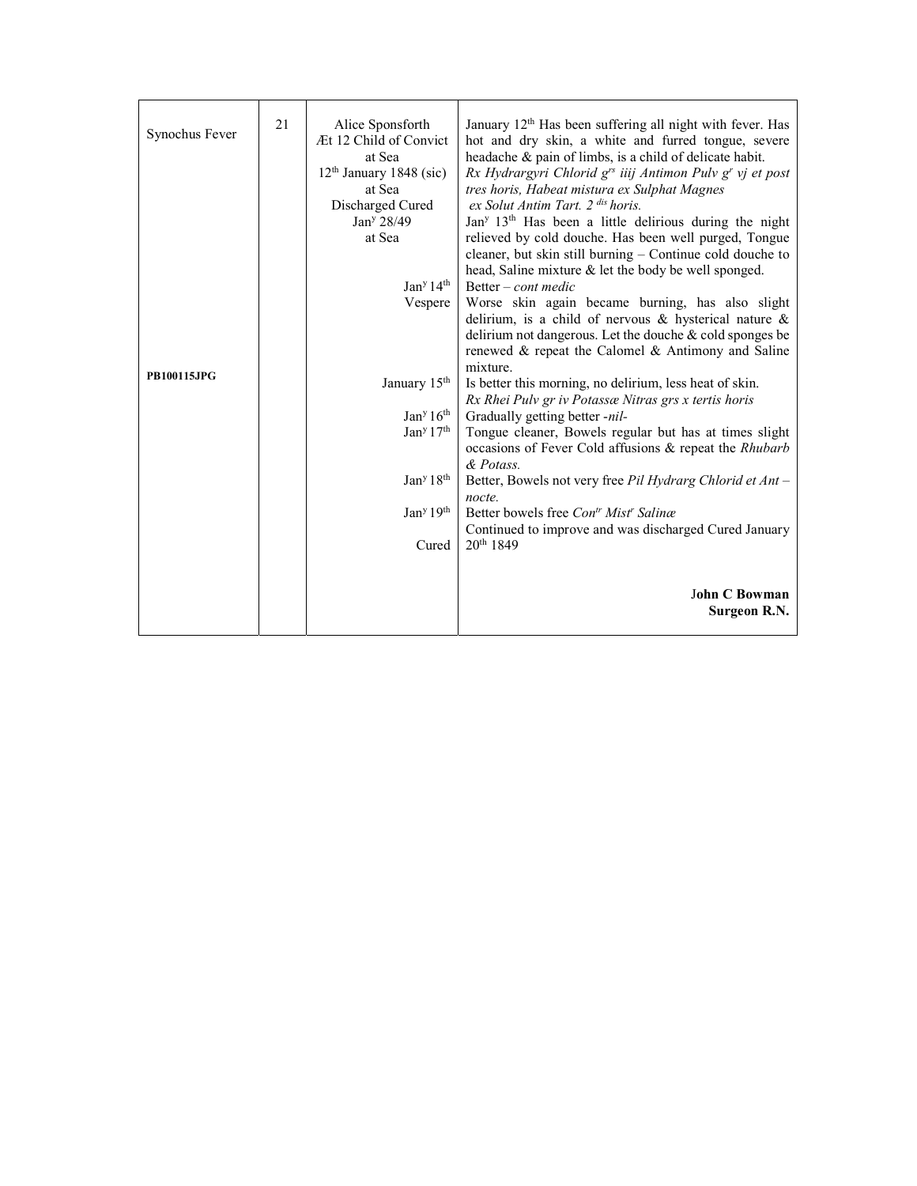| | | | |
|---|---|---|---|
| Synochus Fever<br><br>**PB100115JPG** | 21 | Alice Sponsforth<br>Æt 12 Child of Convict<br>at Sea<br>12th January 1848 (sic)<br>at Sea<br>Discharged Cured<br>Jan^y^ 28/49<br>at Sea | January 12th Has been suffering all night with fever. Has hot and dry skin, a white and furred tongue, severe headache & pain of limbs, is a child of delicate habit.<br>*Rx Hydrargyri Chlorid grs iiij Antimon Pulv gr vj et post tres horis, Habeat mistura ex Sulphat Magnes ex Solut Antim Tart. 2 dis horis.*<br>Jany 13th Has been a little delirious during the night relieved by cold douche. Has been well purged, Tongue cleaner, but skin still burning – Continue cold douche to head, Saline mixture & let the body be well sponged. |
| | | Jany 14th | Better – *cont medic* |
| | | Vespere | Worse skin again became burning, has also slight delirium, is a child of nervous & hysterical nature & delirium not dangerous. Let the douche & cold sponges be renewed & repeat the Calomel & Antimony and Saline mixture. |
| | | January 15th | Is better this morning, no delirium, less heat of skin.<br>*Rx Rhei Pulv gr iv Potassæ Nitras grs x tertis horis* |
| | | Jany 16th | Gradually getting better -*nil-* |
| | | Jany 17th | Tongue cleaner, Bowels regular but has at times slight occasions of Fever Cold affusions & repeat the *Rhubarb & Potass.* |
| | | Jany 18th | Better, Bowels not very free *Pil Hydrarg Chlorid et Ant – nocte.* |
| | | Jany 19th | Better bowels free *Contr Mistr Salinæ* |
| | | Cured | Continued to improve and was discharged Cured January 20th 1849<br><br>**John C Bowman**<br>**Surgeon R.N.** |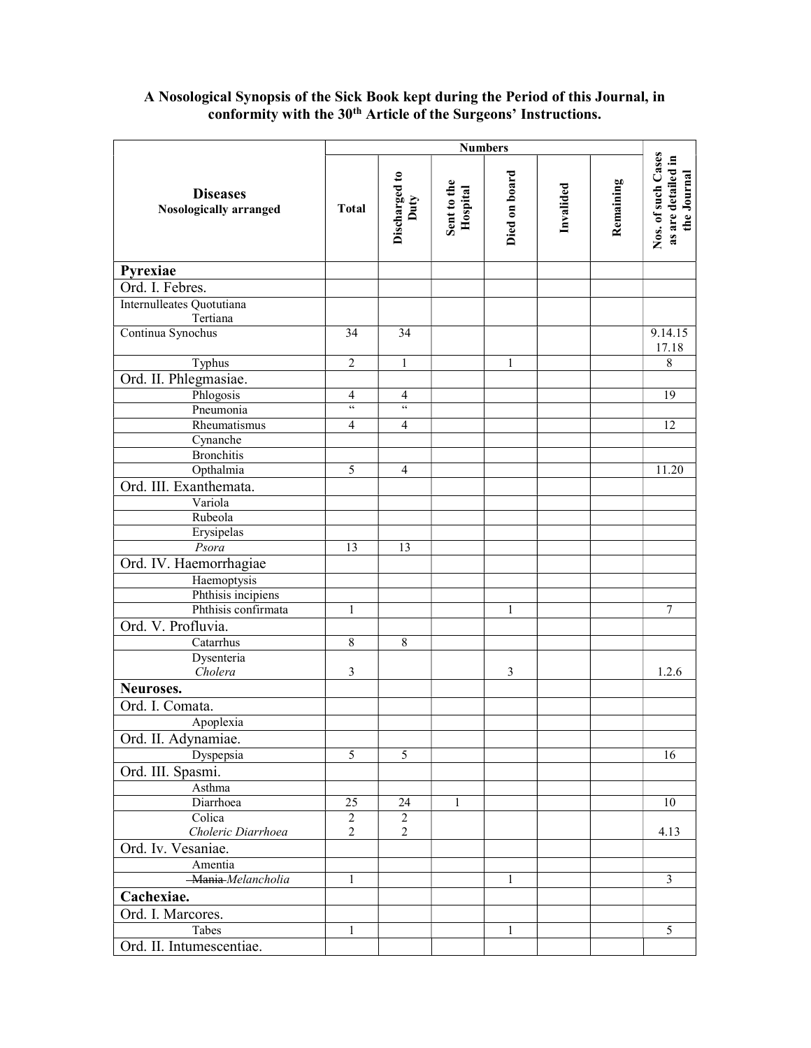**A Nosological Synopsis of the Sick Book kept during the Period of this Journal, in conformity with the 30th Article of the Surgeons' Instructions.**

| Diseases<br>Nosologically arranged | Numbers | | | | | | Nos. of such Cases as are detailed in the Journal |
|---|---|---|---|---|---|---|---|
| | Total | Discharged to Duty | Sent to the Hospital | Died on board | Invalided | Remaining | |
| **Pyrexiae** | | | | | | | |
| Ord. I. Febres. | | | | | | | |
| Internulleates Quotutiana<br>Tertiana | | | | | | | |
| Continua Synochus | 34 | 34 | | | | | 9.14.15<br>17.18 |
| Typhus | 2 | 1 | | 1 | | | 8 |
| Ord. II. Phlegmasiae. | | | | | | | |
| Phlogosis | 4 | 4 | | | | | 19 |
| Pneumonia | " | " | | | | | |
| Rheumatismus | 4 | 4 | | | | | 12 |
| Cynanche | | | | | | | |
| Bronchitis | | | | | | | |
| Opthalmia | 5 | 4 | | | | | 11.20 |
| Ord. III. Exanthemata. | | | | | | | |
| Variola | | | | | | | |
| Rubeola | | | | | | | |
| Erysipelas | | | | | | | |
| *Psora* | 13 | 13 | | | | | |
| Ord. IV. Haemorrhagiae | | | | | | | |
| Haemoptysis | | | | | | | |
| Phthisis incipiens | | | | | | | |
| Phthisis confirmata | 1 | | | 1 | | | 7 |
| Ord. V. Profluvia. | | | | | | | |
| Catarrhus | 8 | 8 | | | | | |
| Dysenteria<br>*Cholera* | 3 | | | 3 | | | 1.2.6 |
| **Neuroses.** | | | | | | | |
| Ord. I. Comata. | | | | | | | |
| Apoplexia | | | | | | | |
| Ord. II. Adynamiae. | | | | | | | |
| Dyspepsia | 5 | 5 | | | | | 16 |
| Ord. III. Spasmi. | | | | | | | |
| Asthma | | | | | | | |
| Diarrhoea | 25 | 24 | 1 | | | | 10 |
| Colica<br>*Choleric Diarrhoea* | 2<br>2 | 2<br>2 | | | | | 4.13 |
| Ord. Iv. Vesaniae. | | | | | | | |
| Amentia | | | | | | | |
| ~~Mania~~ *Melancholia* | 1 | | | 1 | | | 3 |
| **Cachexiae.** | | | | | | | |
| Ord. I. Marcores. | | | | | | | |
| Tabes | 1 | | | 1 | | | 5 |
| Ord. II. Intumescentiae. | | | | | | | |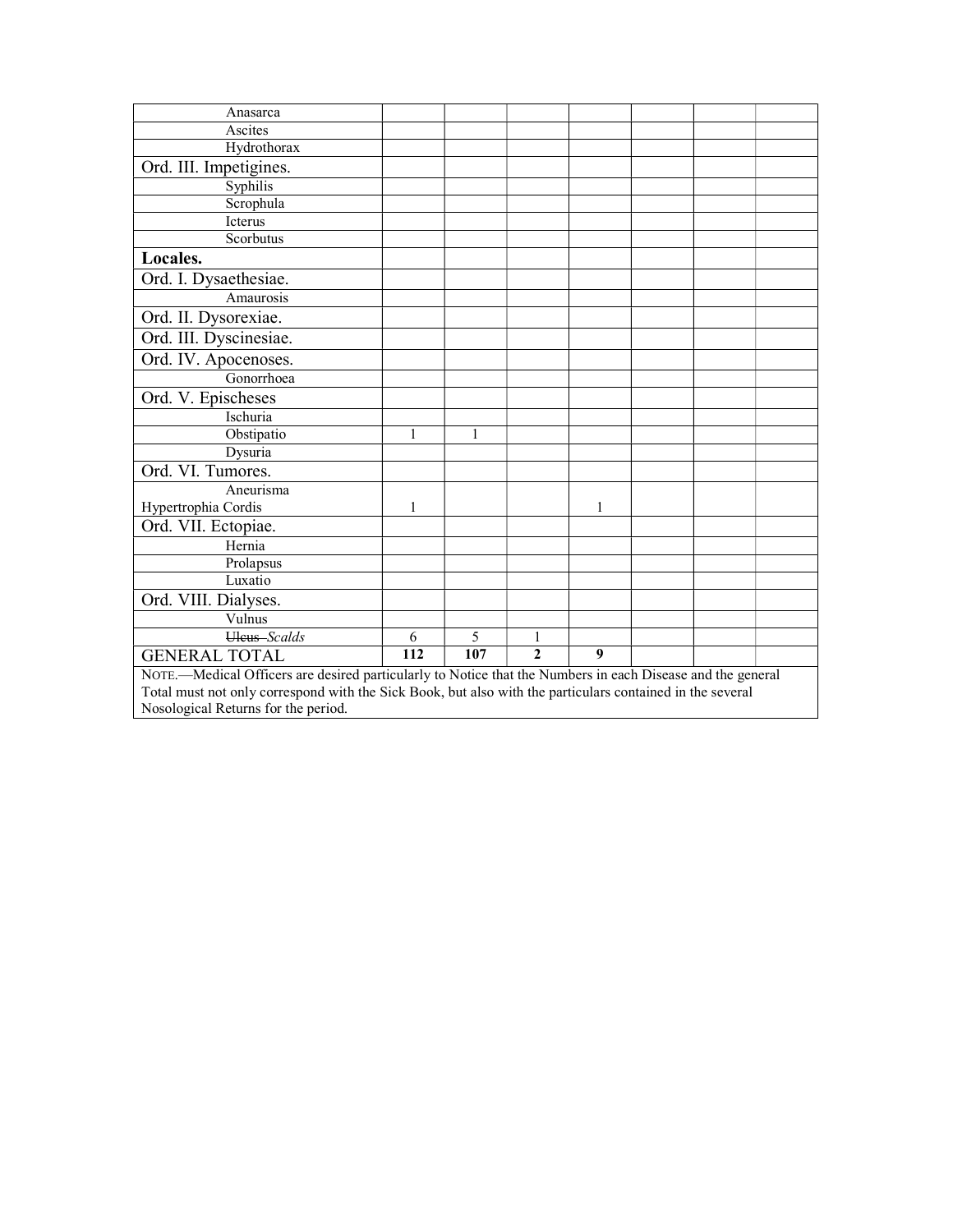| Anasarca | | | | | | | |
|---|---|---|---|---|---|---|---|
| Ascites | | | | | | | |
| Hydrothorax | | | | | | | |
| Ord. III. Impetigines. | | | | | | | |
| Syphilis | | | | | | | |
| Scrophula | | | | | | | |
| Icterus | | | | | | | |
| Scorbutus | | | | | | | |
| **Locales.** | | | | | | | |
| Ord. I. Dysaethesiae. | | | | | | | |
| Amaurosis | | | | | | | |
| Ord. II. Dysorexiae. | | | | | | | |
| Ord. III. Dyscinesiae. | | | | | | | |
| Ord. IV. Apocenoses. | | | | | | | |
| Gonorrhoea | | | | | | | |
| Ord. V. Epischeses | | | | | | | |
| Ischuria | | | | | | | |
| Obstipatio | 1 | 1 | | | | | |
| Dysuria | | | | | | | |
| Ord. VI. Tumores. | | | | | | | |
| Aneurisma Hypertrophia Cordis | 1 | | | 1 | | | |
| Ord. VII. Ectopiae. | | | | | | | |
| Hernia | | | | | | | |
| Prolapsus | | | | | | | |
| Luxatio | | | | | | | |
| Ord. VIII. Dialyses. | | | | | | | |
| Vulnus | | | | | | | |
| ~~Ulcus~~ *Scalds* | 6 | 5 | 1 | | | | |
| GENERAL TOTAL | **112** | **107** | **2** | **9** | | | |

NOTE.—Medical Officers are desired particularly to Notice that the Numbers in each Disease and the general Total must not only correspond with the Sick Book, but also with the particulars contained in the several Nosological Returns for the period.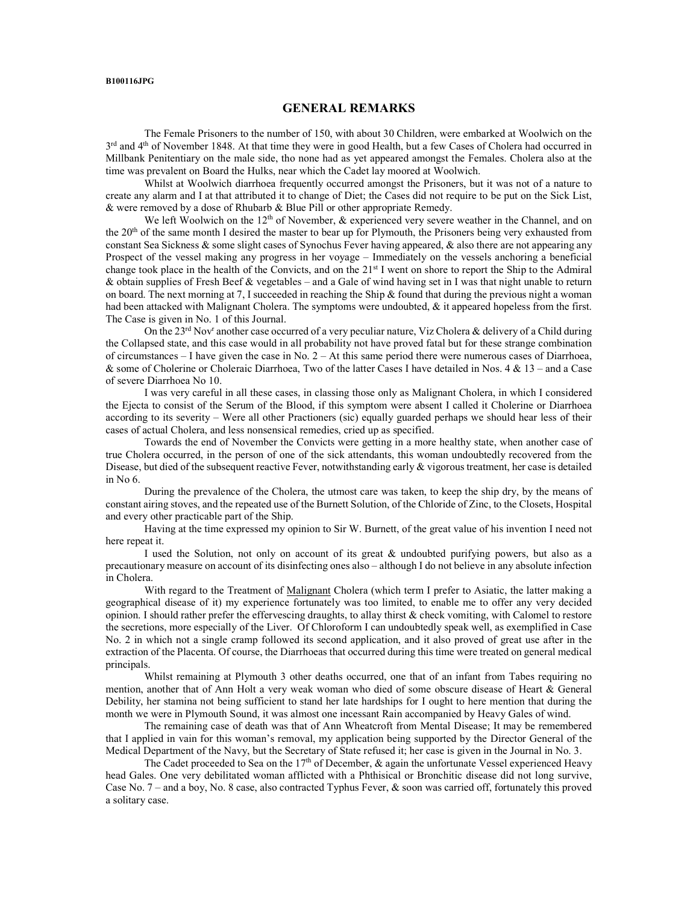B100116JPG

## GENERAL REMARKS

The Female Prisoners to the number of 150, with about 30 Children, were embarked at Woolwich on the 3rd and 4th of November 1848. At that time they were in good Health, but a few Cases of Cholera had occurred in Millbank Penitentiary on the male side, tho none had as yet appeared amongst the Females. Cholera also at the time was prevalent on Board the Hulks, near which the Cadet lay moored at Woolwich.

Whilst at Woolwich diarrhoea frequently occurred amongst the Prisoners, but it was not of a nature to create any alarm and I at that attributed it to change of Diet; the Cases did not require to be put on the Sick List, & were removed by a dose of Rhubarb & Blue Pill or other appropriate Remedy.

We left Woolwich on the 12th of November, & experienced very severe weather in the Channel, and on the 20th of the same month I desired the master to bear up for Plymouth, the Prisoners being very exhausted from constant Sea Sickness & some slight cases of Synochus Fever having appeared, & also there are not appearing any Prospect of the vessel making any progress in her voyage – Immediately on the vessels anchoring a beneficial change took place in the health of the Convicts, and on the 21st I went on shore to report the Ship to the Admiral & obtain supplies of Fresh Beef & vegetables – and a Gale of wind having set in I was that night unable to return on board. The next morning at 7, I succeeded in reaching the Ship & found that during the previous night a woman had been attacked with Malignant Cholera. The symptoms were undoubted, & it appeared hopeless from the first. The Case is given in No. 1 of this Journal.

On the 23rd Novr another case occurred of a very peculiar nature, Viz Cholera & delivery of a Child during the Collapsed state, and this case would in all probability not have proved fatal but for these strange combination of circumstances – I have given the case in No. 2 – At this same period there were numerous cases of Diarrhoea, & some of Cholerine or Choleraic Diarrhoea, Two of the latter Cases I have detailed in Nos. 4 & 13 – and a Case of severe Diarrhoea No 10.

I was very careful in all these cases, in classing those only as Malignant Cholera, in which I considered the Ejecta to consist of the Serum of the Blood, if this symptom were absent I called it Cholerine or Diarrhoea according to its severity – Were all other Practioners (sic) equally guarded perhaps we should hear less of their cases of actual Cholera, and less nonsensical remedies, cried up as specified.

Towards the end of November the Convicts were getting in a more healthy state, when another case of true Cholera occurred, in the person of one of the sick attendants, this woman undoubtedly recovered from the Disease, but died of the subsequent reactive Fever, notwithstanding early & vigorous treatment, her case is detailed in No 6.

During the prevalence of the Cholera, the utmost care was taken, to keep the ship dry, by the means of constant airing stoves, and the repeated use of the Burnett Solution, of the Chloride of Zinc, to the Closets, Hospital and every other practicable part of the Ship.

Having at the time expressed my opinion to Sir W. Burnett, of the great value of his invention I need not here repeat it.

I used the Solution, not only on account of its great & undoubted purifying powers, but also as a precautionary measure on account of its disinfecting ones also – although I do not believe in any absolute infection in Cholera.

With regard to the Treatment of Malignant Cholera (which term I prefer to Asiatic, the latter making a geographical disease of it) my experience fortunately was too limited, to enable me to offer any very decided opinion. I should rather prefer the effervescing draughts, to allay thirst & check vomiting, with Calomel to restore the secretions, more especially of the Liver. Of Chloroform I can undoubtedly speak well, as exemplified in Case No. 2 in which not a single cramp followed its second application, and it also proved of great use after in the extraction of the Placenta. Of course, the Diarrhoeas that occurred during this time were treated on general medical principals.

Whilst remaining at Plymouth 3 other deaths occurred, one that of an infant from Tabes requiring no mention, another that of Ann Holt a very weak woman who died of some obscure disease of Heart & General Debility, her stamina not being sufficient to stand her late hardships for I ought to here mention that during the month we were in Plymouth Sound, it was almost one incessant Rain accompanied by Heavy Gales of wind.

The remaining case of death was that of Ann Wheatcroft from Mental Disease; It may be remembered that I applied in vain for this woman's removal, my application being supported by the Director General of the Medical Department of the Navy, but the Secretary of State refused it; her case is given in the Journal in No. 3.

The Cadet proceeded to Sea on the 17th of December, & again the unfortunate Vessel experienced Heavy head Gales. One very debilitated woman afflicted with a Phthisical or Bronchitic disease did not long survive, Case No. 7 – and a boy, No. 8 case, also contracted Typhus Fever, & soon was carried off, fortunately this proved a solitary case.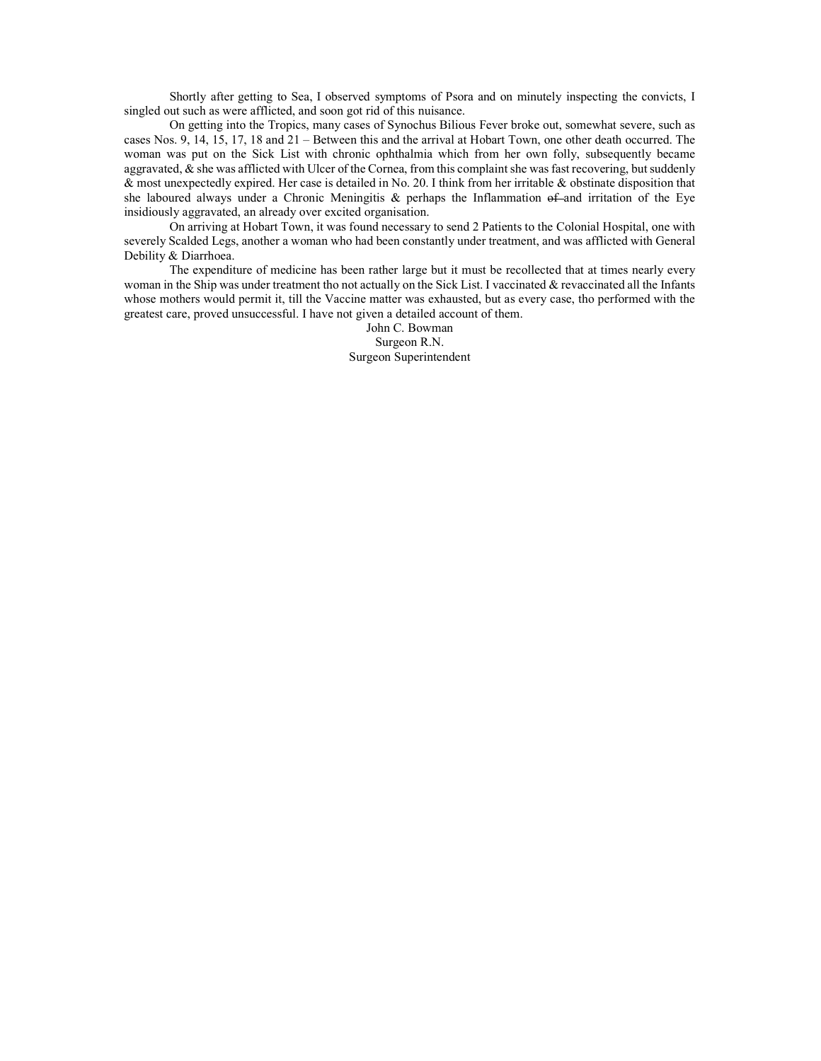Shortly after getting to Sea, I observed symptoms of Psora and on minutely inspecting the convicts, I singled out such as were afflicted, and soon got rid of this nuisance.

On getting into the Tropics, many cases of Synochus Bilious Fever broke out, somewhat severe, such as cases Nos. 9, 14, 15, 17, 18 and 21 – Between this and the arrival at Hobart Town, one other death occurred. The woman was put on the Sick List with chronic ophthalmia which from her own folly, subsequently became aggravated, & she was afflicted with Ulcer of the Cornea, from this complaint she was fast recovering, but suddenly & most unexpectedly expired. Her case is detailed in No. 20. I think from her irritable & obstinate disposition that she laboured always under a Chronic Meningitis & perhaps the Inflammation ~~of~~ and irritation of the Eye insidiously aggravated, an already over excited organisation.

On arriving at Hobart Town, it was found necessary to send 2 Patients to the Colonial Hospital, one with severely Scalded Legs, another a woman who had been constantly under treatment, and was afflicted with General Debility & Diarrhoea.

The expenditure of medicine has been rather large but it must be recollected that at times nearly every woman in the Ship was under treatment tho not actually on the Sick List. I vaccinated & revaccinated all the Infants whose mothers would permit it, till the Vaccine matter was exhausted, but as every case, tho performed with the greatest care, proved unsuccessful. I have not given a detailed account of them.

John C. Bowman
Surgeon R.N.
Surgeon Superintendent